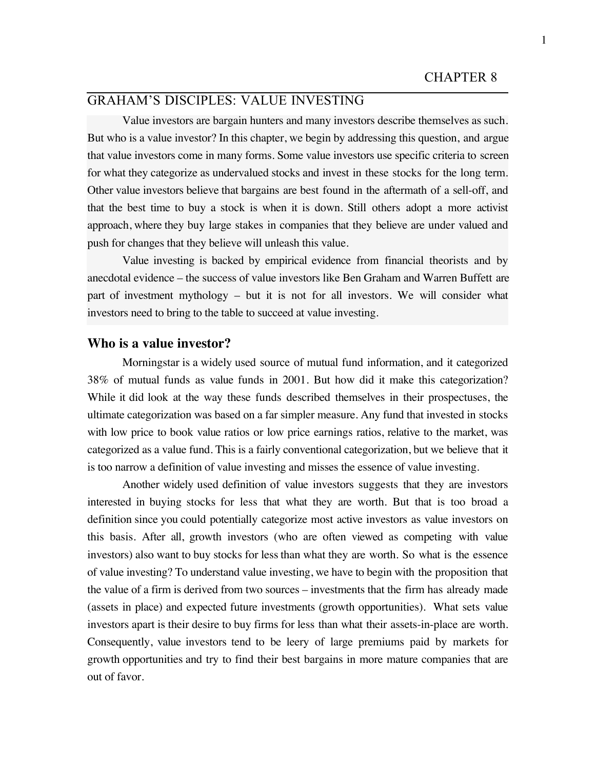# CHAPTER 8

## GRAHAM'S DISCIPLES: VALUE INVESTING

Value investors are bargain hunters and many investors describe themselves as such. But who is a value investor? In this chapter, we begin by addressing this question, and argue that value investors come in many forms. Some value investors use specific criteria to screen for what they categorize as undervalued stocks and invest in these stocks for the long term. Other value investors believe that bargains are best found in the aftermath of a sell-off, and that the best time to buy a stock is when it is down. Still others adopt a more activist approach, where they buy large stakes in companies that they believe are under valued and push for changes that they believe will unleash this value.

Value investing is backed by empirical evidence from financial theorists and by anecdotal evidence – the success of value investors like Ben Graham and Warren Buffett are part of investment mythology – but it is not for all investors. We will consider what investors need to bring to the table to succeed at value investing.

### Who is a value investor?

Morningstar is a widely used source of mutual fund information, and it categorized 38% of mutual funds as value funds in 2001. But how did it make this categorization? While it did look at the way these funds described themselves in their prospectuses, the ultimate categorization was based on a far simpler measure. Any fund that invested in stocks with low price to book value ratios or low price earnings ratios, relative to the market, was categorized as a value fund. This is a fairly conventional categorization, but we believe that it is too narrow a definition of value investing and misses the essence of value investing.

Another widely used definition of value investors suggests that they are investors interested in buying stocks for less that what they are worth. But that is too broad a definition since you could potentially categorize most active investors as value investors on this basis. After all, growth investors (who are often viewed as competing with value investors) also want to buy stocks for less than what they are worth. So what is the essence of value investing? To understand value investing, we have to begin with the proposition that the value of a firm is derived from two sources – investments that the firm has already made (assets in place) and expected future investments (growth opportunities). What sets value investors apart is their desire to buy firms for less than what their assets-in-place are worth. Consequently, value investors tend to be leery of large premiums paid by markets for growth opportunities and try to find their best bargains in more mature companies that are out of favor.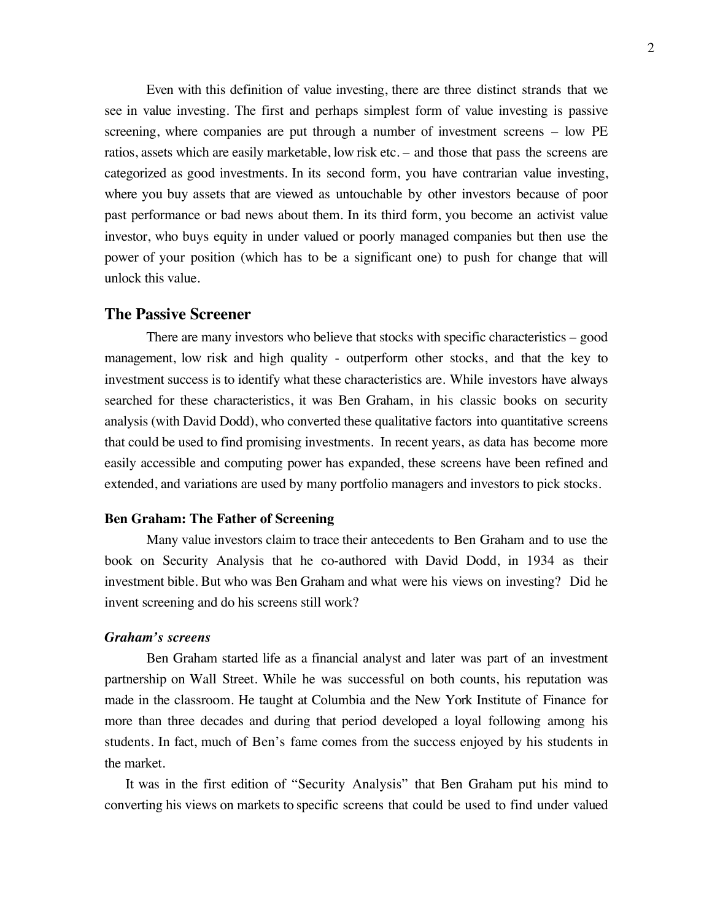Even with this definition of value investing, there are three distinct strands that we see in value investing. The first and perhaps simplest form of value investing is passive screening, where companies are put through a number of investment screens – low PE ratios, assets which are easily marketable, low risk etc. – and those that pass the screens are categorized as good investments. In its second form, you have contrarian value investing, where you buy assets that are viewed as untouchable by other investors because of poor past performance or bad news about them. In its third form, you become an activist value investor, who buys equity in under valued or poorly managed companies but then use the power of your position (which has to be a significant one) to push for change that will unlock this value.

## The Passive Screener

There are many investors who believe that stocks with specific characteristics – good management, low risk and high quality - outperform other stocks, and that the key to investment success is to identify what these characteristics are. While investors have always searched for these characteristics, it was Ben Graham, in his classic books on security analysis (with David Dodd), who converted these qualitative factors into quantitative screens that could be used to find promising investments. In recent years, as data has become more easily accessible and computing power has expanded, these screens have been refined and extended, and variations are used by many portfolio managers and investors to pick stocks.

### Ben Graham: The Father of Screening

Many value investors claim to trace their antecedents to Ben Graham and to use the book on Security Analysis that he co-authored with David Dodd, in 1934 as their investment bible. But who was Ben Graham and what were his views on investing? Did he invent screening and do his screens still work?

#### *Graham's screens*

Ben Graham started life as a financial analyst and later was part of an investment partnership on Wall Street. While he was successful on both counts, his reputation was made in the classroom. He taught at Columbia and the New York Institute of Finance for more than three decades and during that period developed a loyal following among his students. In fact, much of Ben's fame comes from the success enjoyed by his students in the market.

It was in the first edition of "Security Analysis" that Ben Graham put his mind to converting his views on markets to specific screens that could be used to find under valued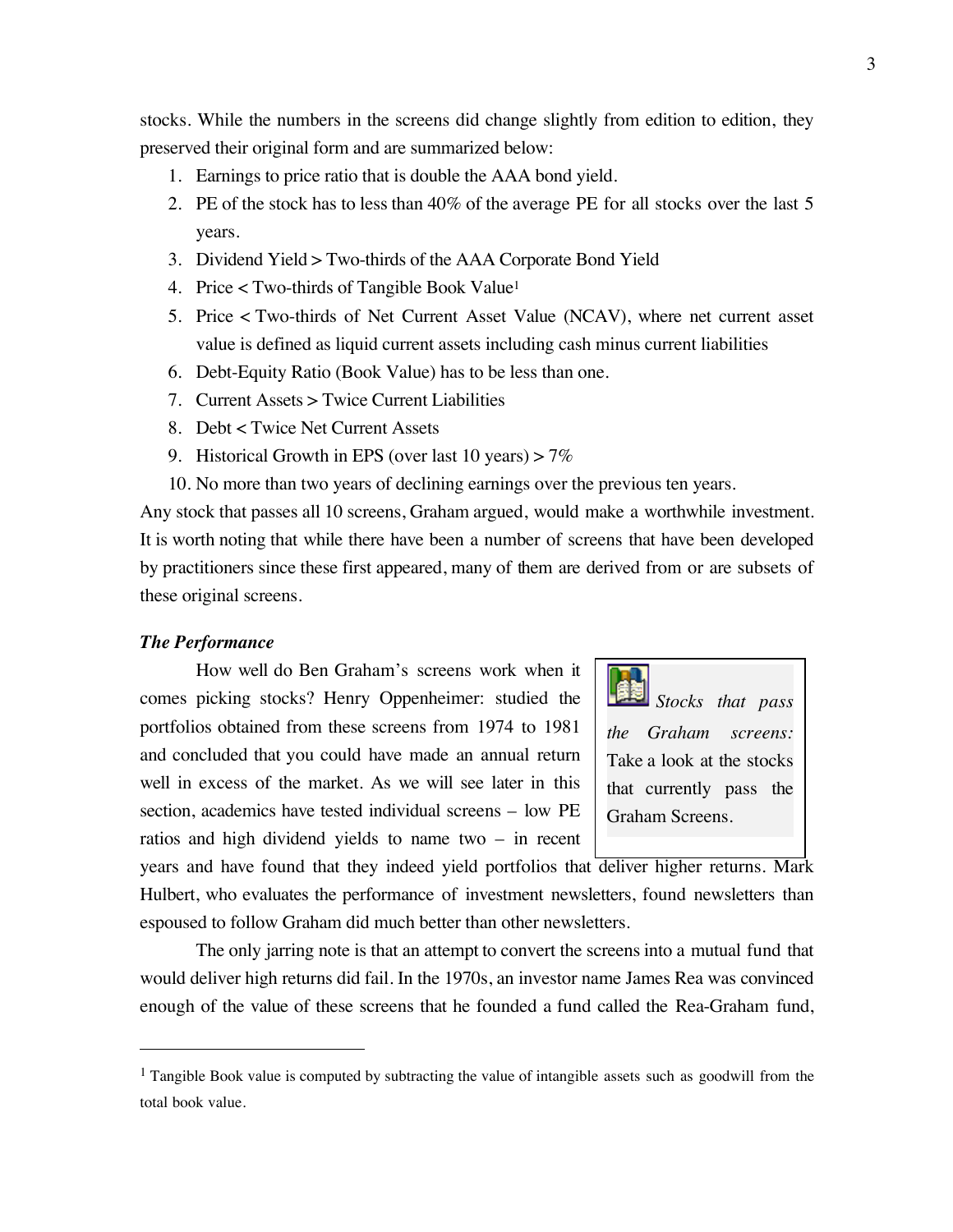stocks. While the numbers in the screens did change slightly from edition to edition, they preserved their original form and are summarized below:

1. Earnings to price ratio that is double the AAA bond yield.
2. PE of the stock has to less than 40% of the average PE for all stocks over the last 5 years.
3. Dividend Yield > Two-thirds of the AAA Corporate Bond Yield
4. Price < Two-thirds of Tangible Book Value[1]
5. Price < Two-thirds of Net Current Asset Value (NCAV), where net current asset value is defined as liquid current assets including cash minus current liabilities
6. Debt-Equity Ratio (Book Value) has to be less than one.
7. Current Assets > Twice Current Liabilities
8. Debt < Twice Net Current Assets
9. Historical Growth in EPS (over last 10 years) > 7%
10. No more than two years of declining earnings over the previous ten years.

Any stock that passes all 10 screens, Graham argued, would make a worthwhile investment. It is worth noting that while there have been a number of screens that have been developed by practitioners since these first appeared, many of them are derived from or are subsets of these original screens.

***The Performance***

How well do Ben Graham's screens work when it comes picking stocks? Henry Oppenheimer: studied the portfolios obtained from these screens from 1974 to 1981 and concluded that you could have made an annual return well in excess of the market. As we will see later in this section, academics have tested individual screens – low PE ratios and high dividend yields to name two – in recent years and have found that they indeed yield portfolios that deliver higher returns. Mark Hulbert, who evaluates the performance of investment newsletters, found newsletters than espoused to follow Graham did much better than other newsletters.

> *Stocks that pass the Graham screens:* Take a look at the stocks that currently pass the Graham Screens.

The only jarring note is that an attempt to convert the screens into a mutual fund that would deliver high returns did fail. In the 1970s, an investor name James Rea was convinced enough of the value of these screens that he founded a fund called the Rea-Graham fund,

---

[1] Tangible Book value is computed by subtracting the value of intangible assets such as goodwill from the total book value.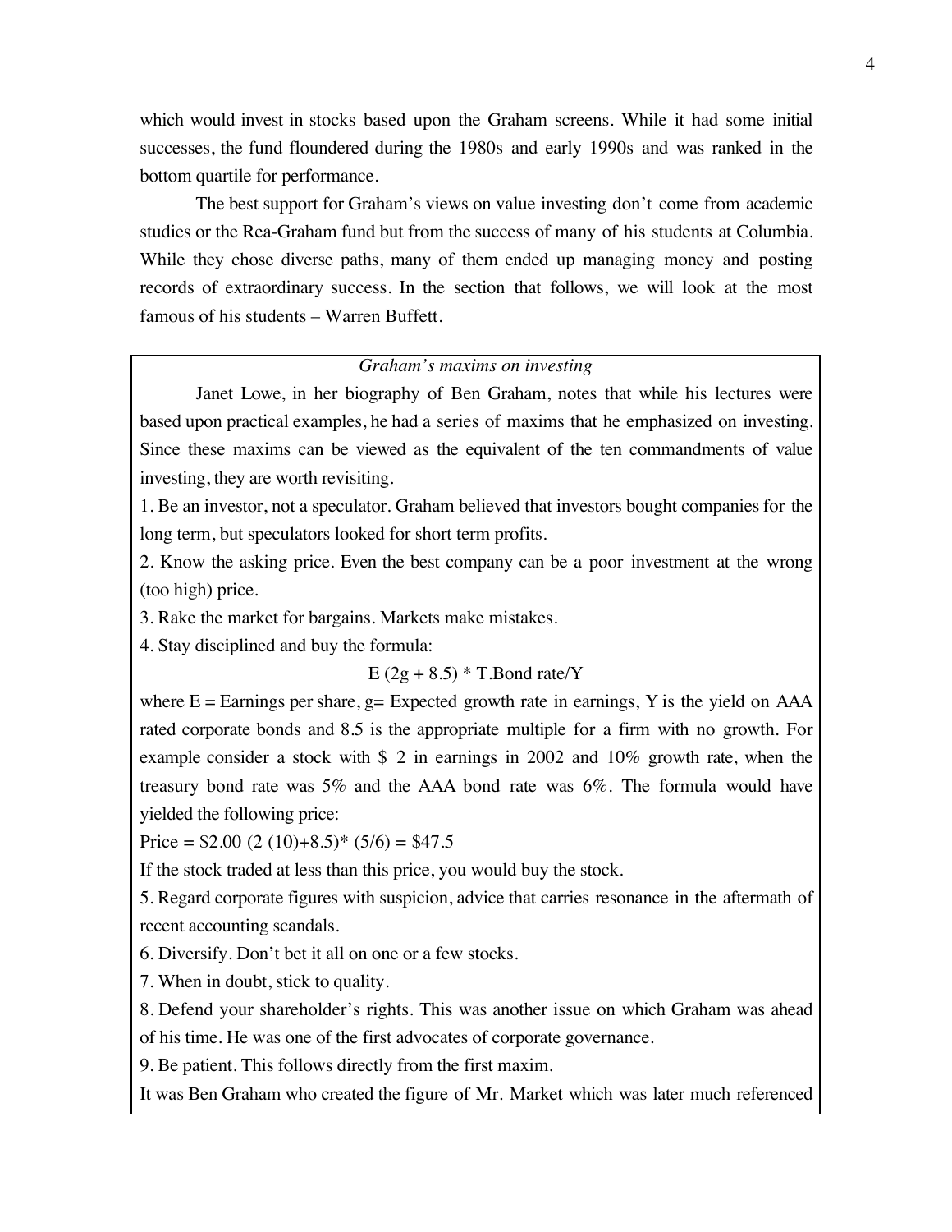which would invest in stocks based upon the Graham screens. While it had some initial successes, the fund floundered during the 1980s and early 1990s and was ranked in the bottom quartile for performance.

The best support for Graham's views on value investing don't come from academic studies or the Rea-Graham fund but from the success of many of his students at Columbia. While they chose diverse paths, many of them ended up managing money and posting records of extraordinary success. In the section that follows, we will look at the most famous of his students – Warren Buffett.

*Graham's maxims on investing*

Janet Lowe, in her biography of Ben Graham, notes that while his lectures were based upon practical examples, he had a series of maxims that he emphasized on investing. Since these maxims can be viewed as the equivalent of the ten commandments of value investing, they are worth revisiting.

1. Be an investor, not a speculator. Graham believed that investors bought companies for the long term, but speculators looked for short term profits.
2. Know the asking price. Even the best company can be a poor investment at the wrong (too high) price.
3. Rake the market for bargains. Markets make mistakes.
4. Stay disciplined and buy the formula:

$$E\,(2g + 8.5) * \text{T.Bond rate}/Y$$

where E = Earnings per share, g= Expected growth rate in earnings, Y is the yield on AAA rated corporate bonds and 8.5 is the appropriate multiple for a firm with no growth. For example consider a stock with $ 2 in earnings in 2002 and 10% growth rate, when the treasury bond rate was 5% and the AAA bond rate was 6%. The formula would have yielded the following price:

Price = $2.00 (2 (10)+8.5)* (5/6) = $47.5

If the stock traded at less than this price, you would buy the stock.

5. Regard corporate figures with suspicion, advice that carries resonance in the aftermath of recent accounting scandals.
6. Diversify. Don't bet it all on one or a few stocks.
7. When in doubt, stick to quality.
8. Defend your shareholder's rights. This was another issue on which Graham was ahead of his time. He was one of the first advocates of corporate governance.
9. Be patient. This follows directly from the first maxim.

It was Ben Graham who created the figure of Mr. Market which was later much referenced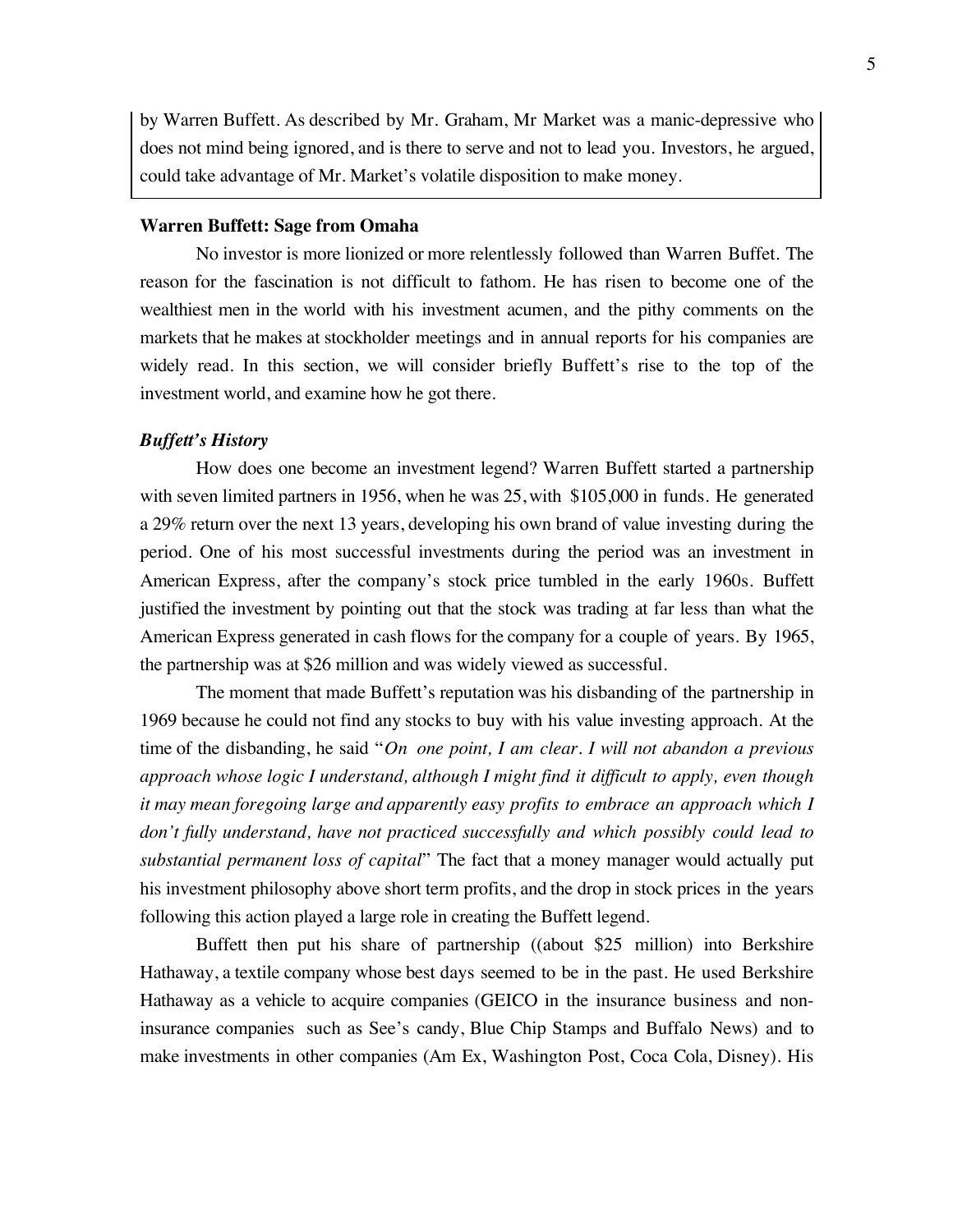by Warren Buffett. As described by Mr. Graham, Mr Market was a manic-depressive who does not mind being ignored, and is there to serve and not to lead you. Investors, he argued, could take advantage of Mr. Market's volatile disposition to make money.

**Warren Buffett: Sage from Omaha**

No investor is more lionized or more relentlessly followed than Warren Buffet. The reason for the fascination is not difficult to fathom. He has risen to become one of the wealthiest men in the world with his investment acumen, and the pithy comments on the markets that he makes at stockholder meetings and in annual reports for his companies are widely read. In this section, we will consider briefly Buffett's rise to the top of the investment world, and examine how he got there.

***Buffett's History***

How does one become an investment legend? Warren Buffett started a partnership with seven limited partners in 1956, when he was 25, with $105,000 in funds. He generated a 29% return over the next 13 years, developing his own brand of value investing during the period. One of his most successful investments during the period was an investment in American Express, after the company's stock price tumbled in the early 1960s. Buffett justified the investment by pointing out that the stock was trading at far less than what the American Express generated in cash flows for the company for a couple of years. By 1965, the partnership was at $26 million and was widely viewed as successful.

The moment that made Buffett's reputation was his disbanding of the partnership in 1969 because he could not find any stocks to buy with his value investing approach. At the time of the disbanding, he said "*On one point, I am clear. I will not abandon a previous approach whose logic I understand, although I might find it difficult to apply, even though it may mean foregoing large and apparently easy profits to embrace an approach which I don't fully understand, have not practiced successfully and which possibly could lead to substantial permanent loss of capital*" The fact that a money manager would actually put his investment philosophy above short term profits, and the drop in stock prices in the years following this action played a large role in creating the Buffett legend.

Buffett then put his share of partnership ((about $25 million) into Berkshire Hathaway, a textile company whose best days seemed to be in the past. He used Berkshire Hathaway as a vehicle to acquire companies (GEICO in the insurance business and non-insurance companies such as See's candy, Blue Chip Stamps and Buffalo News) and to make investments in other companies (Am Ex, Washington Post, Coca Cola, Disney). His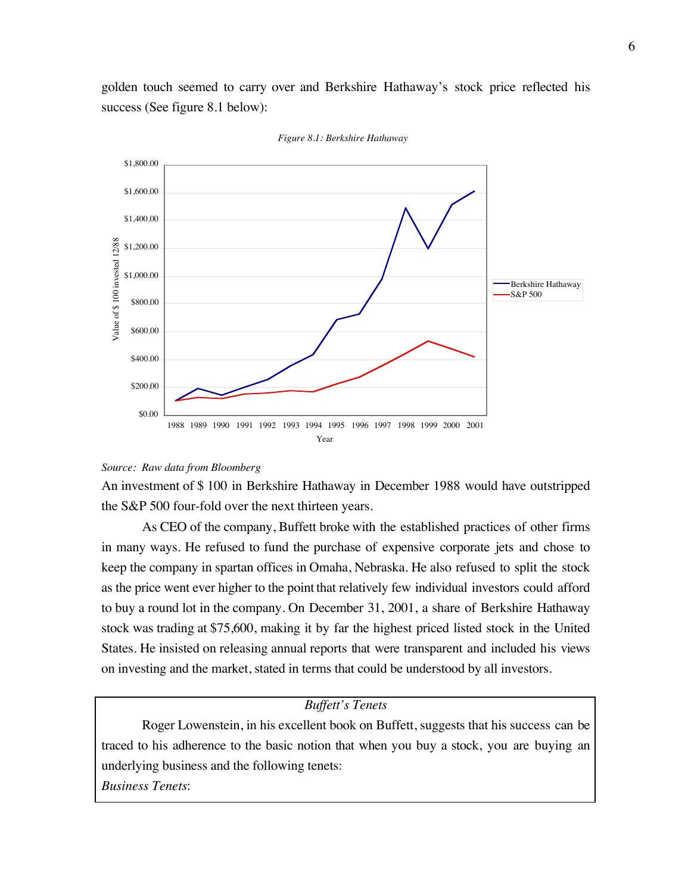golden touch seemed to carry over and Berkshire Hathaway's stock price reflected his success (See figure 8.1 below):

*Figure 8.1: Berkshire Hathaway*

*Source: Raw data from Bloomberg*

An investment of $ 100 in Berkshire Hathaway in December 1988 would have outstripped the S&P 500 four-fold over the next thirteen years.

As CEO of the company, Buffett broke with the established practices of other firms in many ways. He refused to fund the purchase of expensive corporate jets and chose to keep the company in spartan offices in Omaha, Nebraska. He also refused to split the stock as the price went ever higher to the point that relatively few individual investors could afford to buy a round lot in the company. On December 31, 2001, a share of Berkshire Hathaway stock was trading at $75,600, making it by far the highest priced listed stock in the United States. He insisted on releasing annual reports that were transparent and included his views on investing and the market, stated in terms that could be understood by all investors.

*Buffett's Tenets*

Roger Lowenstein, in his excellent book on Buffett, suggests that his success can be traced to his adherence to the basic notion that when you buy a stock, you are buying an underlying business and the following tenets:

*Business Tenets*: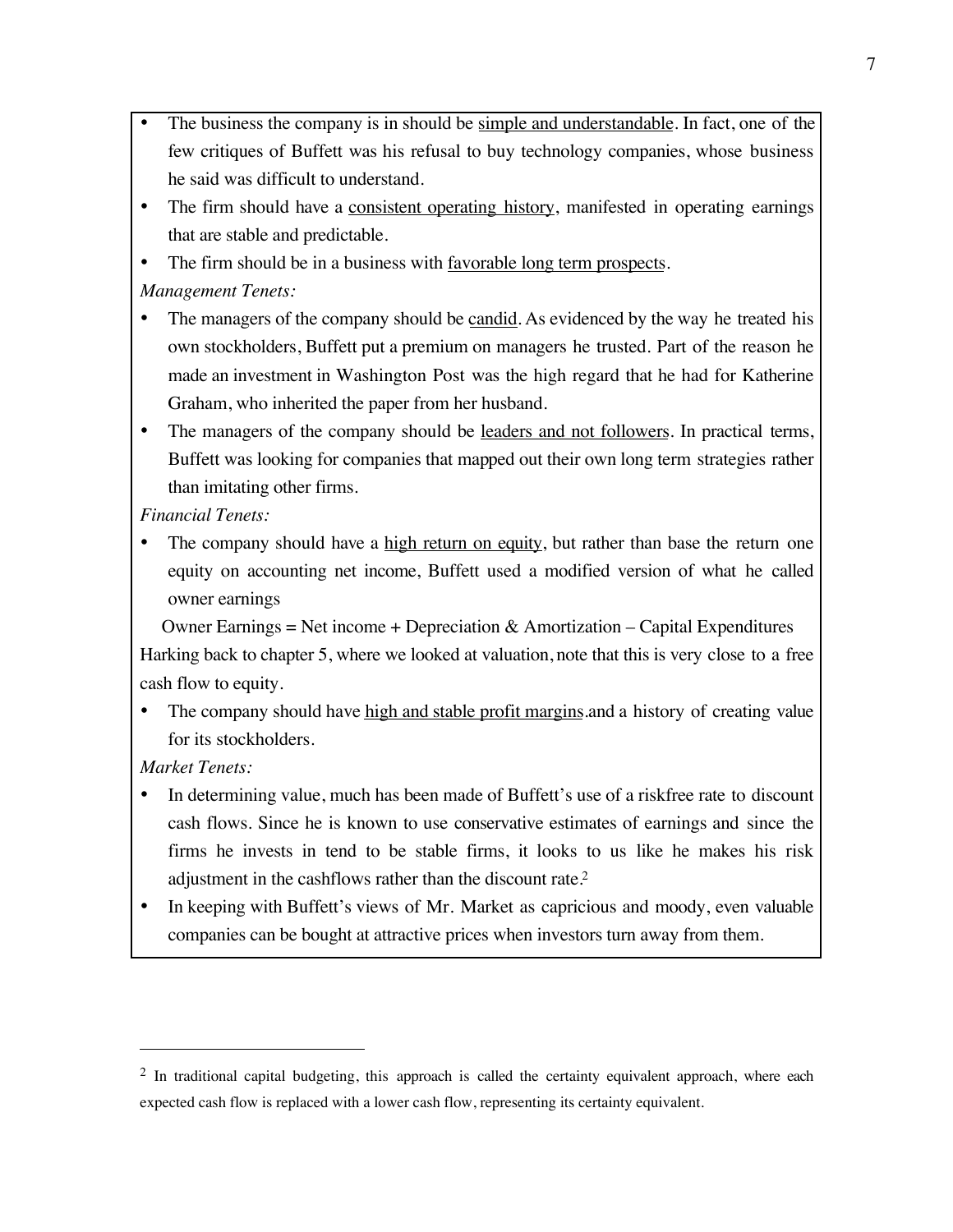- The business the company is in should be <u>simple and understandable</u>. In fact, one of the few critiques of Buffett was his refusal to buy technology companies, whose business he said was difficult to understand.
- The firm should have a <u>consistent operating history</u>, manifested in operating earnings that are stable and predictable.
- The firm should be in a business with <u>favorable long term prospects</u>.

*Management Tenets:*

- The managers of the company should be <u>candid</u>. As evidenced by the way he treated his own stockholders, Buffett put a premium on managers he trusted. Part of the reason he made an investment in Washington Post was the high regard that he had for Katherine Graham, who inherited the paper from her husband.
- The managers of the company should be <u>leaders and not followers</u>. In practical terms, Buffett was looking for companies that mapped out their own long term strategies rather than imitating other firms.

*Financial Tenets:*

- The company should have a <u>high return on equity</u>, but rather than base the return one equity on accounting net income, Buffett used a modified version of what he called owner earnings

Owner Earnings = Net income + Depreciation & Amortization – Capital Expenditures

Harking back to chapter 5, where we looked at valuation, note that this is very close to a free cash flow to equity.

- The company should have <u>high and stable profit margins</u>.and a history of creating value for its stockholders.

*Market Tenets:*

- In determining value, much has been made of Buffett's use of a riskfree rate to discount cash flows. Since he is known to use conservative estimates of earnings and since the firms he invests in tend to be stable firms, it looks to us like he makes his risk adjustment in the cashflows rather than the discount rate.[2]
- In keeping with Buffett's views of Mr. Market as capricious and moody, even valuable companies can be bought at attractive prices when investors turn away from them.

---

[2] In traditional capital budgeting, this approach is called the certainty equivalent approach, where each expected cash flow is replaced with a lower cash flow, representing its certainty equivalent.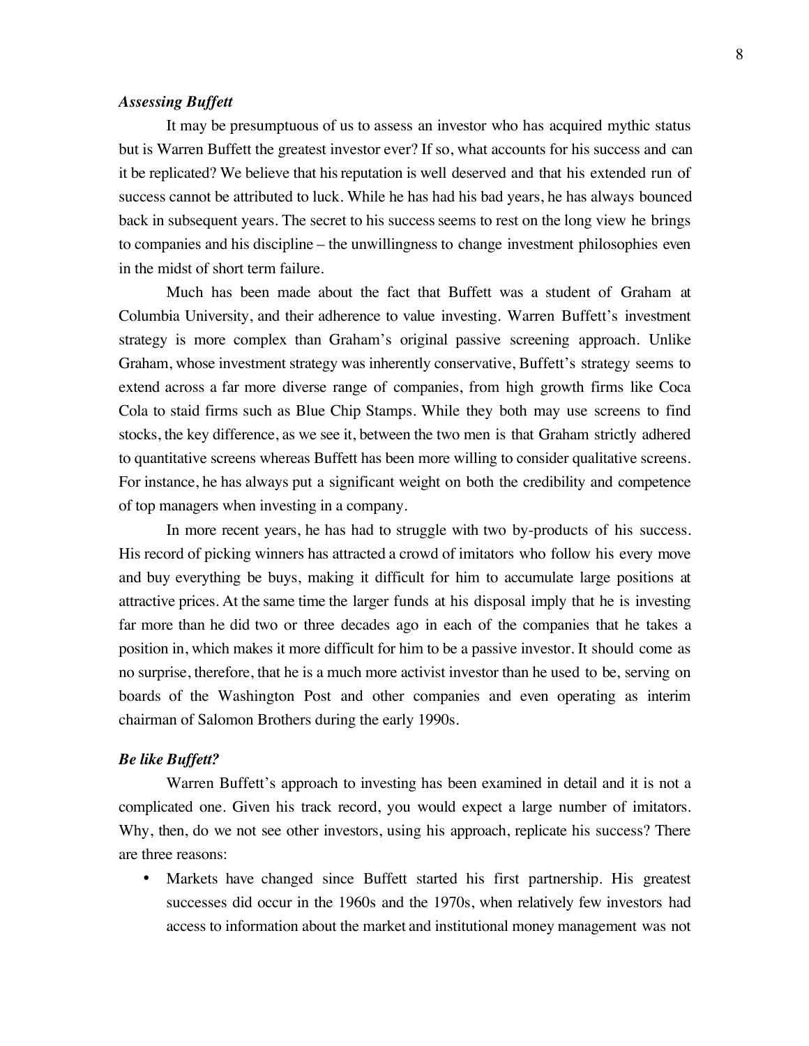### *Assessing Buffett*

It may be presumptuous of us to assess an investor who has acquired mythic status but is Warren Buffett the greatest investor ever? If so, what accounts for his success and can it be replicated? We believe that his reputation is well deserved and that his extended run of success cannot be attributed to luck. While he has had his bad years, he has always bounced back in subsequent years. The secret to his success seems to rest on the long view he brings to companies and his discipline – the unwillingness to change investment philosophies even in the midst of short term failure.

Much has been made about the fact that Buffett was a student of Graham at Columbia University, and their adherence to value investing. Warren Buffett's investment strategy is more complex than Graham's original passive screening approach. Unlike Graham, whose investment strategy was inherently conservative, Buffett's strategy seems to extend across a far more diverse range of companies, from high growth firms like Coca Cola to staid firms such as Blue Chip Stamps. While they both may use screens to find stocks, the key difference, as we see it, between the two men is that Graham strictly adhered to quantitative screens whereas Buffett has been more willing to consider qualitative screens. For instance, he has always put a significant weight on both the credibility and competence of top managers when investing in a company.

In more recent years, he has had to struggle with two by-products of his success. His record of picking winners has attracted a crowd of imitators who follow his every move and buy everything be buys, making it difficult for him to accumulate large positions at attractive prices. At the same time the larger funds at his disposal imply that he is investing far more than he did two or three decades ago in each of the companies that he takes a position in, which makes it more difficult for him to be a passive investor. It should come as no surprise, therefore, that he is a much more activist investor than he used to be, serving on boards of the Washington Post and other companies and even operating as interim chairman of Salomon Brothers during the early 1990s.

### *Be like Buffett?*

Warren Buffett's approach to investing has been examined in detail and it is not a complicated one. Given his track record, you would expect a large number of imitators. Why, then, do we not see other investors, using his approach, replicate his success? There are three reasons:

- Markets have changed since Buffett started his first partnership. His greatest successes did occur in the 1960s and the 1970s, when relatively few investors had access to information about the market and institutional money management was not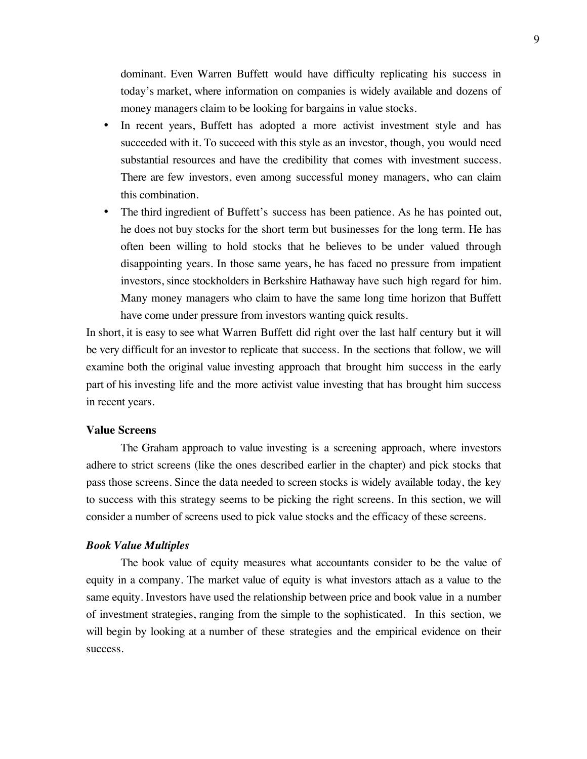dominant. Even Warren Buffett would have difficulty replicating his success in today's market, where information on companies is widely available and dozens of money managers claim to be looking for bargains in value stocks.

- In recent years, Buffett has adopted a more activist investment style and has succeeded with it. To succeed with this style as an investor, though, you would need substantial resources and have the credibility that comes with investment success. There are few investors, even among successful money managers, who can claim this combination.
- The third ingredient of Buffett's success has been patience. As he has pointed out, he does not buy stocks for the short term but businesses for the long term. He has often been willing to hold stocks that he believes to be under valued through disappointing years. In those same years, he has faced no pressure from impatient investors, since stockholders in Berkshire Hathaway have such high regard for him. Many money managers who claim to have the same long time horizon that Buffett have come under pressure from investors wanting quick results.

In short, it is easy to see what Warren Buffett did right over the last half century but it will be very difficult for an investor to replicate that success. In the sections that follow, we will examine both the original value investing approach that brought him success in the early part of his investing life and the more activist value investing that has brought him success in recent years.

### Value Screens

The Graham approach to value investing is a screening approach, where investors adhere to strict screens (like the ones described earlier in the chapter) and pick stocks that pass those screens. Since the data needed to screen stocks is widely available today, the key to success with this strategy seems to be picking the right screens. In this section, we will consider a number of screens used to pick value stocks and the efficacy of these screens.

#### *Book Value Multiples*

The book value of equity measures what accountants consider to be the value of equity in a company. The market value of equity is what investors attach as a value to the same equity. Investors have used the relationship between price and book value in a number of investment strategies, ranging from the simple to the sophisticated. In this section, we will begin by looking at a number of these strategies and the empirical evidence on their success.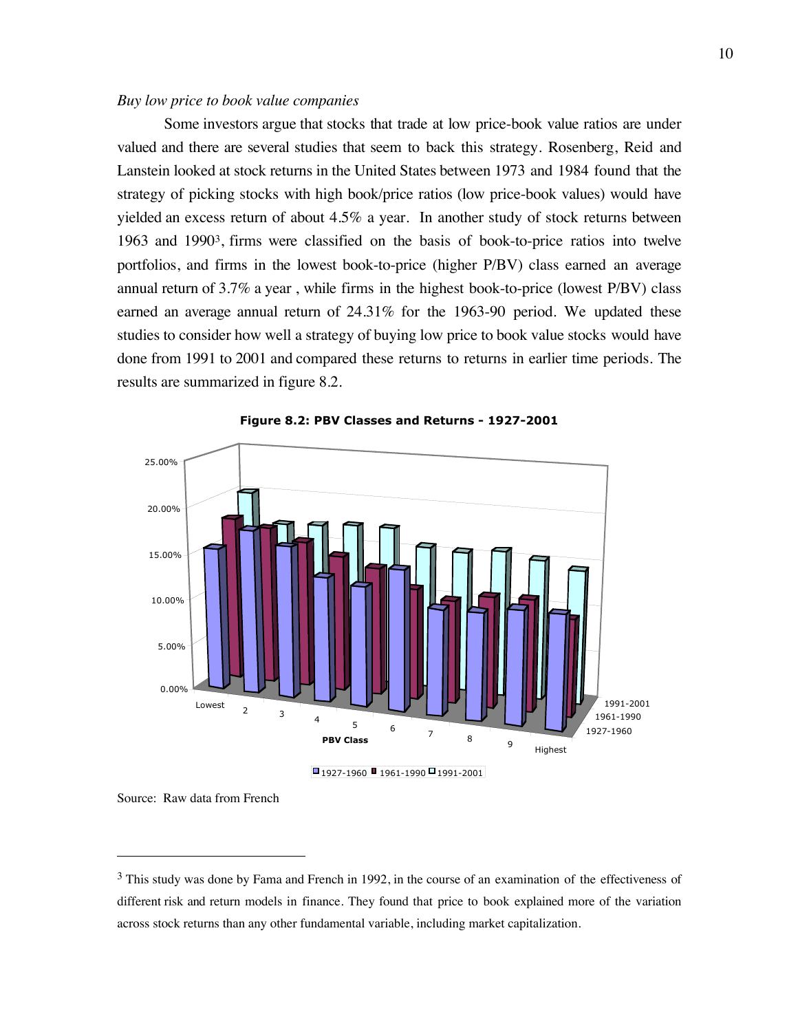*Buy low price to book value companies*

Some investors argue that stocks that trade at low price-book value ratios are under valued and there are several studies that seem to back this strategy. Rosenberg, Reid and Lanstein looked at stock returns in the United States between 1973 and 1984 found that the strategy of picking stocks with high book/price ratios (low price-book values) would have yielded an excess return of about 4.5% a year. In another study of stock returns between 1963 and 1990[3], firms were classified on the basis of book-to-price ratios into twelve portfolios, and firms in the lowest book-to-price (higher P/BV) class earned an average annual return of 3.7% a year , while firms in the highest book-to-price (lowest P/BV) class earned an average annual return of 24.31% for the 1963-90 period. We updated these studies to consider how well a strategy of buying low price to book value stocks would have done from 1991 to 2001 and compared these returns to returns in earlier time periods. The results are summarized in figure 8.2.

**Figure 8.2: PBV Classes and Returns - 1927-2001**

Source: Raw data from French

[3] This study was done by Fama and French in 1992, in the course of an examination of the effectiveness of different risk and return models in finance. They found that price to book explained more of the variation across stock returns than any other fundamental variable, including market capitalization.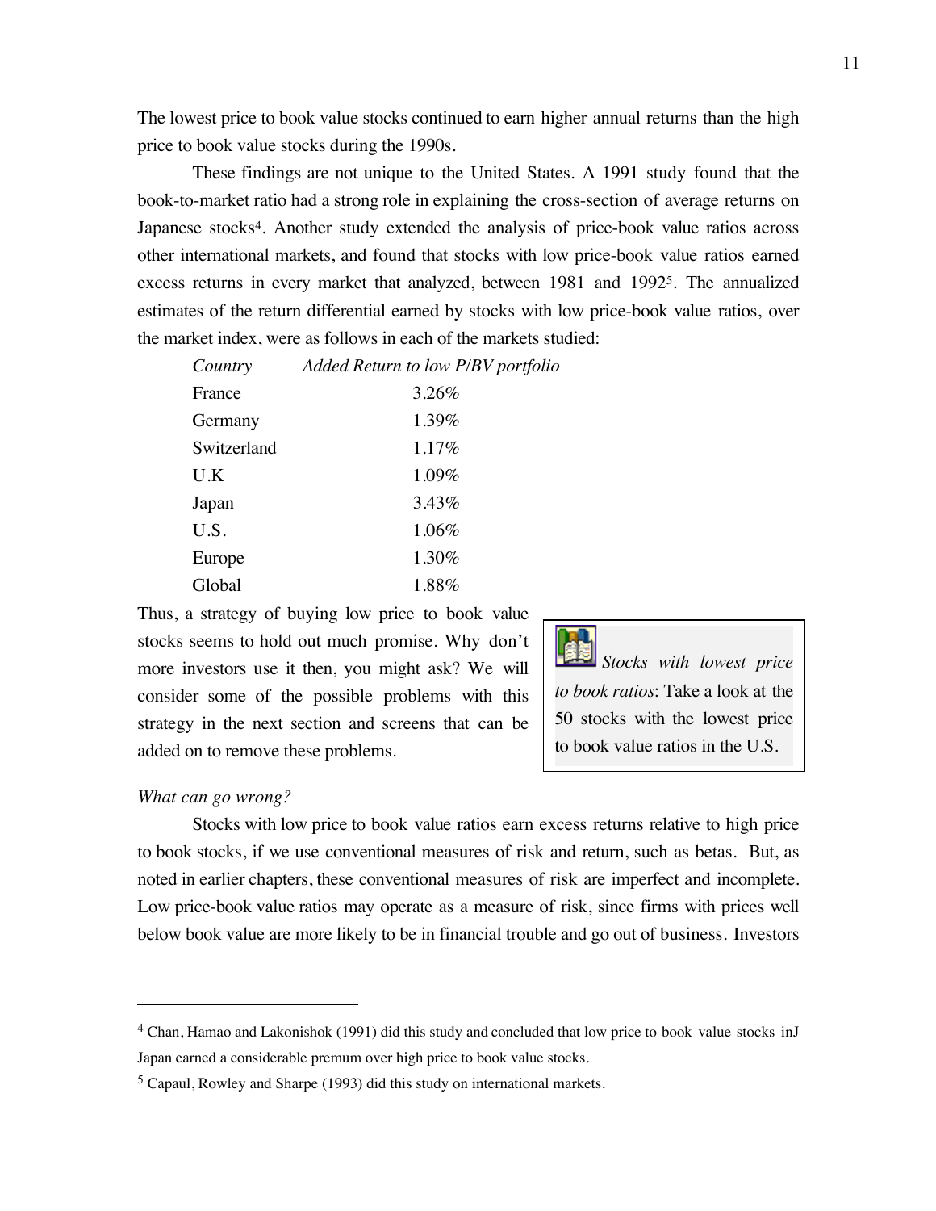The lowest price to book value stocks continued to earn higher annual returns than the high price to book value stocks during the 1990s.

These findings are not unique to the United States. A 1991 study found that the book-to-market ratio had a strong role in explaining the cross-section of average returns on Japanese stocks[4]. Another study extended the analysis of price-book value ratios across other international markets, and found that stocks with low price-book value ratios earned excess returns in every market that analyzed, between 1981 and 1992[5]. The annualized estimates of the return differential earned by stocks with low price-book value ratios, over the market index, were as follows in each of the markets studied:

| *Country* | *Added Return to low P/BV portfolio* |
|---|---|
| France | 3.26% |
| Germany | 1.39% |
| Switzerland | 1.17% |
| U.K | 1.09% |
| Japan | 3.43% |
| U.S. | 1.06% |
| Europe | 1.30% |
| Global | 1.88% |

Thus, a strategy of buying low price to book value stocks seems to hold out much promise. Why don't more investors use it then, you might ask? We will consider some of the possible problems with this strategy in the next section and screens that can be added on to remove these problems.

> *Stocks with lowest price to book ratios*: Take a look at the 50 stocks with the lowest price to book value ratios in the U.S.

*What can go wrong?*

Stocks with low price to book value ratios earn excess returns relative to high price to book stocks, if we use conventional measures of risk and return, such as betas. But, as noted in earlier chapters, these conventional measures of risk are imperfect and incomplete. Low price-book value ratios may operate as a measure of risk, since firms with prices well below book value are more likely to be in financial trouble and go out of business. Investors

---

[4] Chan, Hamao and Lakonishok (1991) did this study and concluded that low price to book value stocks inJ Japan earned a considerable premum over high price to book value stocks.

[5] Capaul, Rowley and Sharpe (1993) did this study on international markets.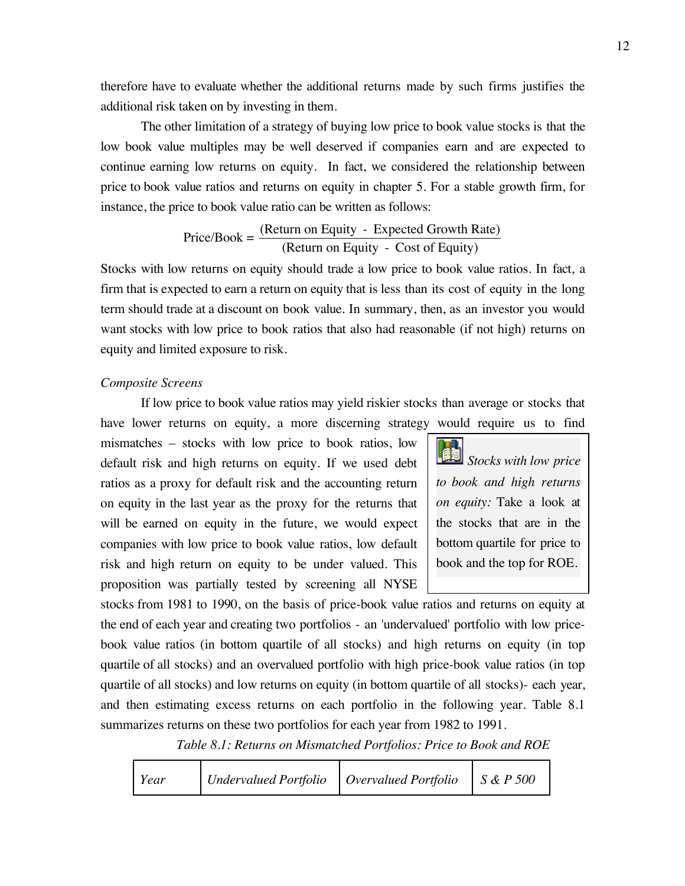therefore have to evaluate whether the additional returns made by such firms justifies the additional risk taken on by investing in them.

The other limitation of a strategy of buying low price to book value stocks is that the low book value multiples may be well deserved if companies earn and are expected to continue earning low returns on equity. In fact, we considered the relationship between price to book value ratios and returns on equity in chapter 5. For a stable growth firm, for instance, the price to book value ratio can be written as follows:

$$\text{Price/Book} = \frac{(\text{Return on Equity - Expected Growth Rate})}{(\text{Return on Equity - Cost of Equity})}$$

Stocks with low returns on equity should trade a low price to book value ratios. In fact, a firm that is expected to earn a return on equity that is less than its cost of equity in the long term should trade at a discount on book value. In summary, then, as an investor you would want stocks with low price to book ratios that also had reasonable (if not high) returns on equity and limited exposure to risk.

*Composite Screens*

If low price to book value ratios may yield riskier stocks than average or stocks that have lower returns on equity, a more discerning strategy would require us to find mismatches – stocks with low price to book ratios, low default risk and high returns on equity. If we used debt ratios as a proxy for default risk and the accounting return on equity in the last year as the proxy for the returns that will be earned on equity in the future, we would expect companies with low price to book value ratios, low default risk and high return on equity to be under valued. This proposition was partially tested by screening all NYSE stocks from 1981 to 1990, on the basis of price-book value ratios and returns on equity at the end of each year and creating two portfolios - an 'undervalued' portfolio with low price-book value ratios (in bottom quartile of all stocks) and high returns on equity (in top quartile of all stocks) and an overvalued portfolio with high price-book value ratios (in top quartile of all stocks) and low returns on equity (in bottom quartile of all stocks)- each year, and then estimating excess returns on each portfolio in the following year. Table 8.1 summarizes returns on these two portfolios for each year from 1982 to 1991.

> *Stocks with low price to book and high returns on equity:* Take a look at the stocks that are in the bottom quartile for price to book and the top for ROE.

*Table 8.1: Returns on Mismatched Portfolios: Price to Book and ROE*

| *Year* | *Undervalued Portfolio* | *Overvalued Portfolio* | *S & P 500* |
|---|---|---|---|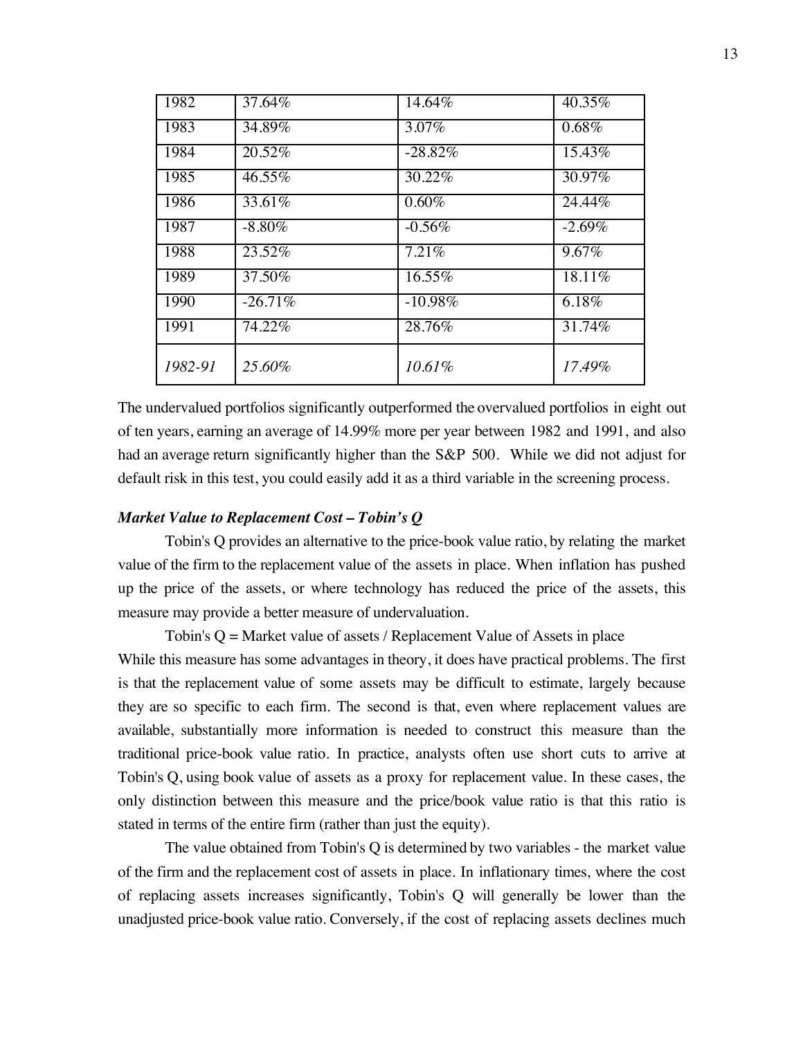| 1982 | 37.64% | 14.64% | 40.35% |
|---|---|---|---|
| 1983 | 34.89% | 3.07% | 0.68% |
| 1984 | 20.52% | -28.82% | 15.43% |
| 1985 | 46.55% | 30.22% | 30.97% |
| 1986 | 33.61% | 0.60% | 24.44% |
| 1987 | -8.80% | -0.56% | -2.69% |
| 1988 | 23.52% | 7.21% | 9.67% |
| 1989 | 37.50% | 16.55% | 18.11% |
| 1990 | -26.71% | -10.98% | 6.18% |
| 1991 | 74.22% | 28.76% | 31.74% |
| *1982-91* | *25.60%* | *10.61%* | *17.49%* |

The undervalued portfolios significantly outperformed the overvalued portfolios in eight out of ten years, earning an average of 14.99% more per year between 1982 and 1991, and also had an average return significantly higher than the S&P 500. While we did not adjust for default risk in this test, you could easily add it as a third variable in the screening process.

### *Market Value to Replacement Cost – Tobin's Q*

Tobin's Q provides an alternative to the price-book value ratio, by relating the market value of the firm to the replacement value of the assets in place. When inflation has pushed up the price of the assets, or where technology has reduced the price of the assets, this measure may provide a better measure of undervaluation.

Tobin's Q = Market value of assets / Replacement Value of Assets in place

While this measure has some advantages in theory, it does have practical problems. The first is that the replacement value of some assets may be difficult to estimate, largely because they are so specific to each firm. The second is that, even where replacement values are available, substantially more information is needed to construct this measure than the traditional price-book value ratio. In practice, analysts often use short cuts to arrive at Tobin's Q, using book value of assets as a proxy for replacement value. In these cases, the only distinction between this measure and the price/book value ratio is that this ratio is stated in terms of the entire firm (rather than just the equity).

The value obtained from Tobin's Q is determined by two variables - the market value of the firm and the replacement cost of assets in place. In inflationary times, where the cost of replacing assets increases significantly, Tobin's Q will generally be lower than the unadjusted price-book value ratio. Conversely, if the cost of replacing assets declines much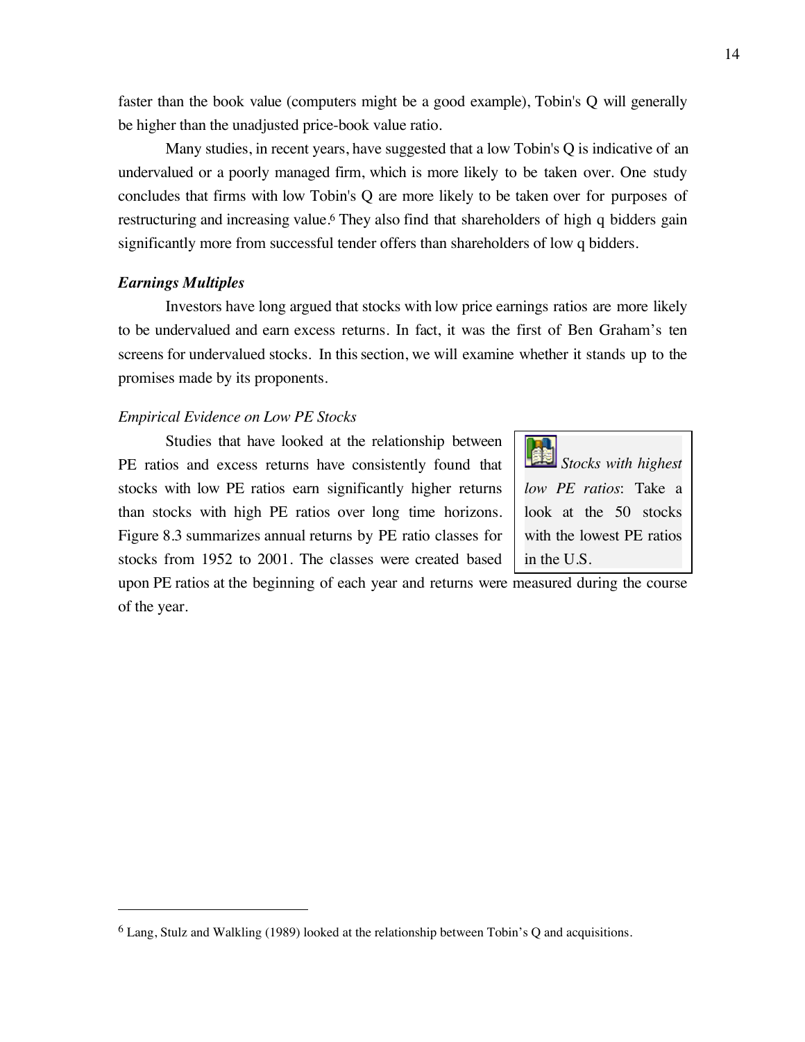faster than the book value (computers might be a good example), Tobin's Q will generally be higher than the unadjusted price-book value ratio.

Many studies, in recent years, have suggested that a low Tobin's Q is indicative of an undervalued or a poorly managed firm, which is more likely to be taken over. One study concludes that firms with low Tobin's Q are more likely to be taken over for purposes of restructuring and increasing value.[6] They also find that shareholders of high q bidders gain significantly more from successful tender offers than shareholders of low q bidders.

### *Earnings Multiples*

Investors have long argued that stocks with low price earnings ratios are more likely to be undervalued and earn excess returns. In fact, it was the first of Ben Graham's ten screens for undervalued stocks. In this section, we will examine whether it stands up to the promises made by its proponents.

#### *Empirical Evidence on Low PE Stocks*

Studies that have looked at the relationship between PE ratios and excess returns have consistently found that stocks with low PE ratios earn significantly higher returns than stocks with high PE ratios over long time horizons. Figure 8.3 summarizes annual returns by PE ratio classes for stocks from 1952 to 2001. The classes were created based upon PE ratios at the beginning of each year and returns were measured during the course of the year.

> *Stocks with highest low PE ratios*: Take a look at the 50 stocks with the lowest PE ratios in the U.S.

---

[6] Lang, Stulz and Walkling (1989) looked at the relationship between Tobin's Q and acquisitions.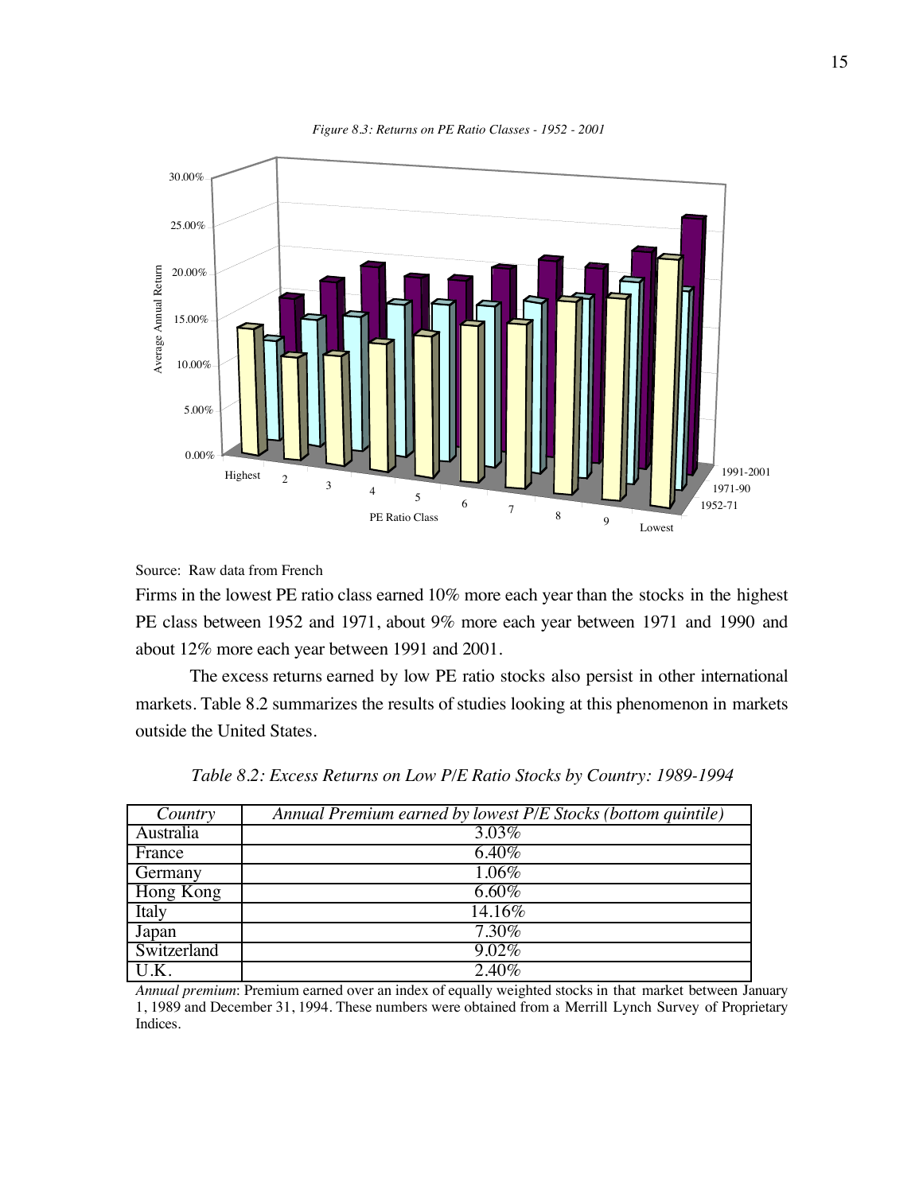*Figure 8.3: Returns on PE Ratio Classes - 1952 - 2001*

Source: Raw data from French

Firms in the lowest PE ratio class earned 10% more each year than the stocks in the highest PE class between 1952 and 1971, about 9% more each year between 1971 and 1990 and about 12% more each year between 1991 and 2001.

The excess returns earned by low PE ratio stocks also persist in other international markets. Table 8.2 summarizes the results of studies looking at this phenomenon in markets outside the United States.

*Table 8.2: Excess Returns on Low P/E Ratio Stocks by Country: 1989-1994*

| *Country* | *Annual Premium earned by lowest P/E Stocks (bottom quintile)* |
|---|---|
| Australia | 3.03% |
| France | 6.40% |
| Germany | 1.06% |
| Hong Kong | 6.60% |
| Italy | 14.16% |
| Japan | 7.30% |
| Switzerland | 9.02% |
| U.K. | 2.40% |

*Annual premium*: Premium earned over an index of equally weighted stocks in that market between January 1, 1989 and December 31, 1994. These numbers were obtained from a Merrill Lynch Survey of Proprietary Indices.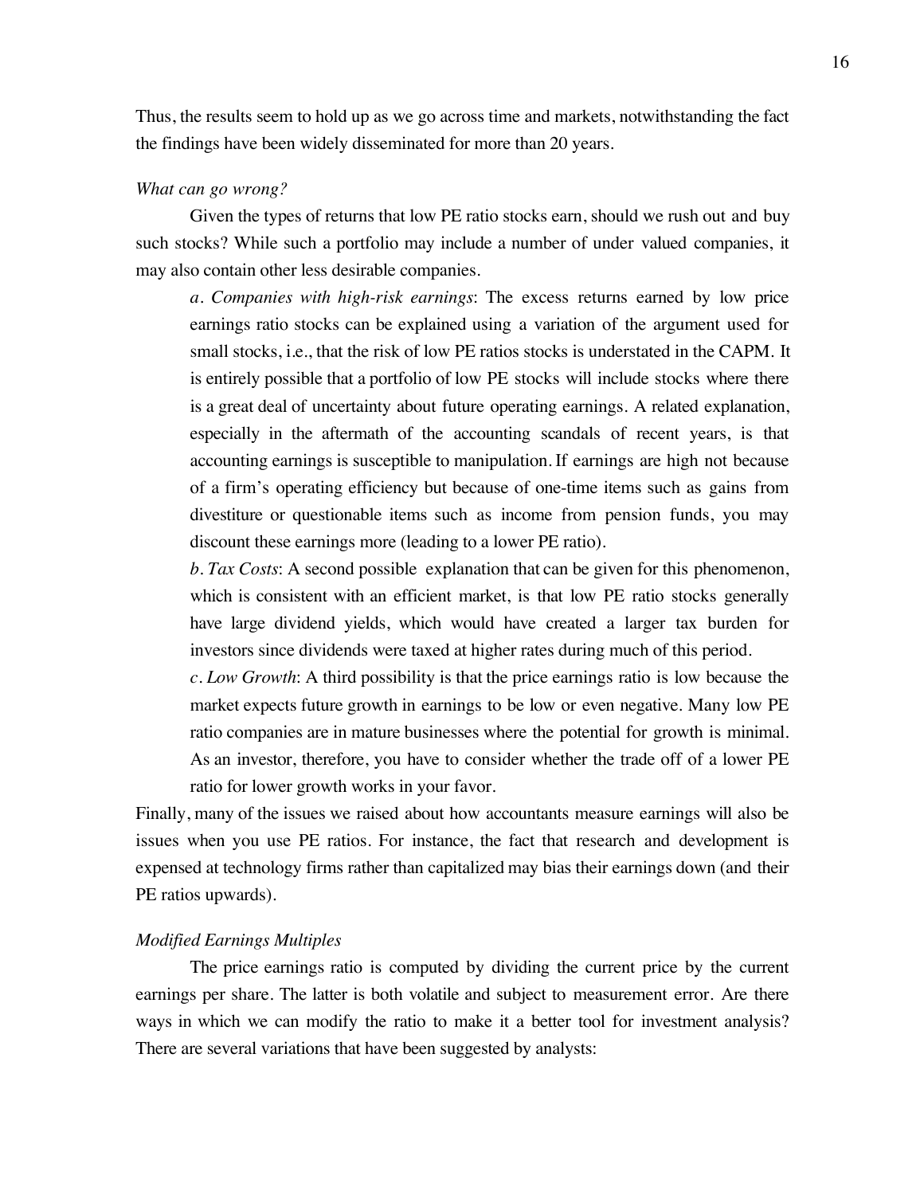Thus, the results seem to hold up as we go across time and markets, notwithstanding the fact the findings have been widely disseminated for more than 20 years.

*What can go wrong?*

Given the types of returns that low PE ratio stocks earn, should we rush out and buy such stocks? While such a portfolio may include a number of under valued companies, it may also contain other less desirable companies.

> *a. Companies with high-risk earnings*: The excess returns earned by low price earnings ratio stocks can be explained using a variation of the argument used for small stocks, i.e., that the risk of low PE ratios stocks is understated in the CAPM. It is entirely possible that a portfolio of low PE stocks will include stocks where there is a great deal of uncertainty about future operating earnings. A related explanation, especially in the aftermath of the accounting scandals of recent years, is that accounting earnings is susceptible to manipulation. If earnings are high not because of a firm's operating efficiency but because of one-time items such as gains from divestiture or questionable items such as income from pension funds, you may discount these earnings more (leading to a lower PE ratio).
>
> *b. Tax Costs*: A second possible explanation that can be given for this phenomenon, which is consistent with an efficient market, is that low PE ratio stocks generally have large dividend yields, which would have created a larger tax burden for investors since dividends were taxed at higher rates during much of this period.
>
> *c. Low Growth*: A third possibility is that the price earnings ratio is low because the market expects future growth in earnings to be low or even negative. Many low PE ratio companies are in mature businesses where the potential for growth is minimal. As an investor, therefore, you have to consider whether the trade off of a lower PE ratio for lower growth works in your favor.

Finally, many of the issues we raised about how accountants measure earnings will also be issues when you use PE ratios. For instance, the fact that research and development is expensed at technology firms rather than capitalized may bias their earnings down (and their PE ratios upwards).

*Modified Earnings Multiples*

The price earnings ratio is computed by dividing the current price by the current earnings per share. The latter is both volatile and subject to measurement error. Are there ways in which we can modify the ratio to make it a better tool for investment analysis? There are several variations that have been suggested by analysts: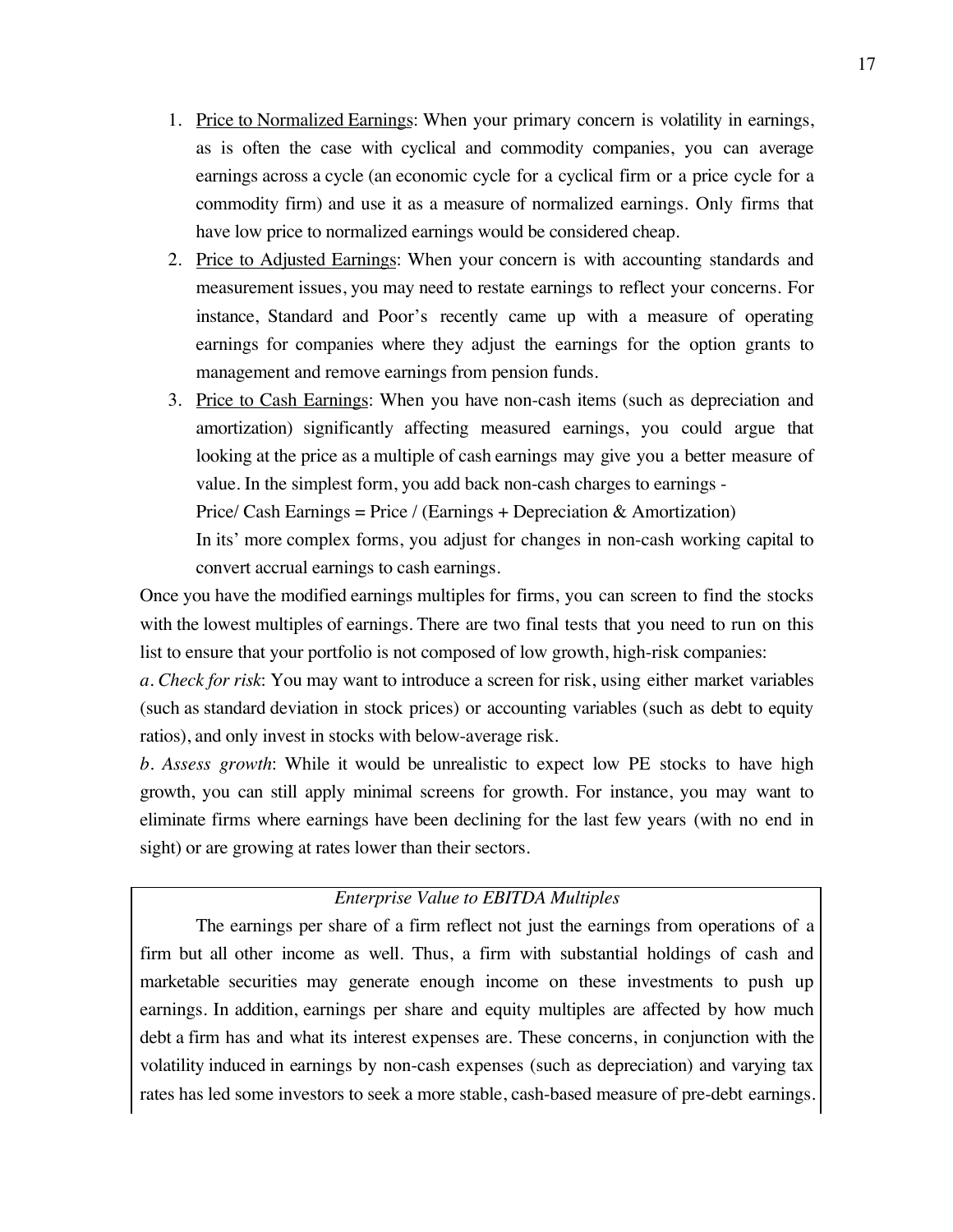1. <u>Price to Normalized Earnings</u>: When your primary concern is volatility in earnings, as is often the case with cyclical and commodity companies, you can average earnings across a cycle (an economic cycle for a cyclical firm or a price cycle for a commodity firm) and use it as a measure of normalized earnings. Only firms that have low price to normalized earnings would be considered cheap.
2. <u>Price to Adjusted Earnings</u>: When your concern is with accounting standards and measurement issues, you may need to restate earnings to reflect your concerns. For instance, Standard and Poor's recently came up with a measure of operating earnings for companies where they adjust the earnings for the option grants to management and remove earnings from pension funds.
3. <u>Price to Cash Earnings</u>: When you have non-cash items (such as depreciation and amortization) significantly affecting measured earnings, you could argue that looking at the price as a multiple of cash earnings may give you a better measure of value. In the simplest form, you add back non-cash charges to earnings -

   Price/ Cash Earnings = Price / (Earnings + Depreciation & Amortization)

   In its' more complex forms, you adjust for changes in non-cash working capital to convert accrual earnings to cash earnings.

Once you have the modified earnings multiples for firms, you can screen to find the stocks with the lowest multiples of earnings. There are two final tests that you need to run on this list to ensure that your portfolio is not composed of low growth, high-risk companies:

*a. Check for risk*: You may want to introduce a screen for risk, using either market variables (such as standard deviation in stock prices) or accounting variables (such as debt to equity ratios), and only invest in stocks with below-average risk.

*b. Assess growth*: While it would be unrealistic to expect low PE stocks to have high growth, you can still apply minimal screens for growth. For instance, you may want to eliminate firms where earnings have been declining for the last few years (with no end in sight) or are growing at rates lower than their sectors.

*Enterprise Value to EBITDA Multiples*

The earnings per share of a firm reflect not just the earnings from operations of a firm but all other income as well. Thus, a firm with substantial holdings of cash and marketable securities may generate enough income on these investments to push up earnings. In addition, earnings per share and equity multiples are affected by how much debt a firm has and what its interest expenses are. These concerns, in conjunction with the volatility induced in earnings by non-cash expenses (such as depreciation) and varying tax rates has led some investors to seek a more stable, cash-based measure of pre-debt earnings.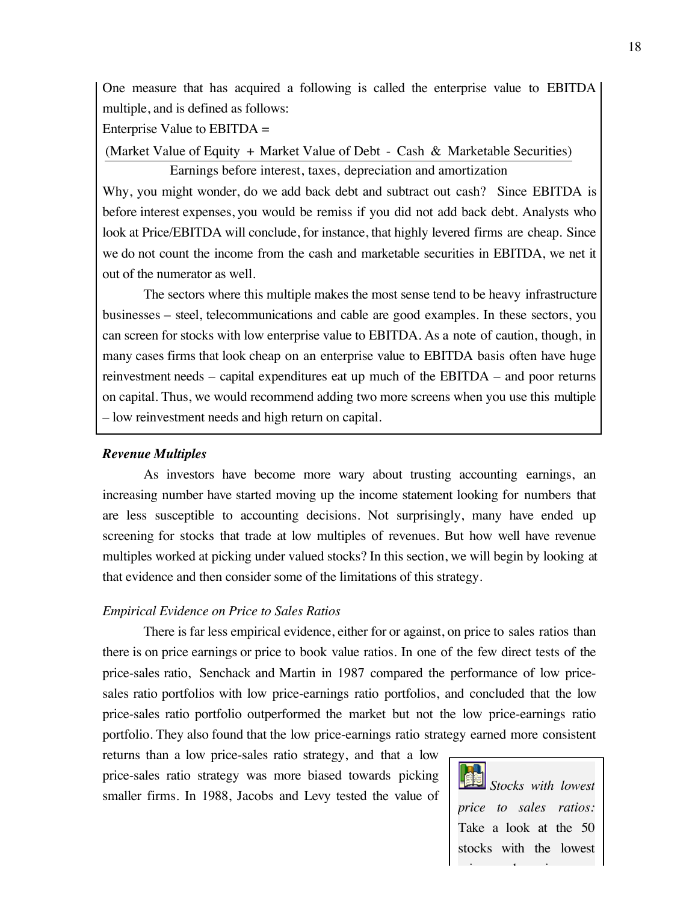One measure that has acquired a following is called the enterprise value to EBITDA multiple, and is defined as follows:

Enterprise Value to EBITDA =

$$\frac{\text{(Market Value of Equity + Market Value of Debt - Cash \& Marketable Securities)}}{\text{Earnings before interest, taxes, depreciation and amortization}}$$

Why, you might wonder, do we add back debt and subtract out cash? Since EBITDA is before interest expenses, you would be remiss if you did not add back debt. Analysts who look at Price/EBITDA will conclude, for instance, that highly levered firms are cheap. Since we do not count the income from the cash and marketable securities in EBITDA, we net it out of the numerator as well.

The sectors where this multiple makes the most sense tend to be heavy infrastructure businesses – steel, telecommunications and cable are good examples. In these sectors, you can screen for stocks with low enterprise value to EBITDA. As a note of caution, though, in many cases firms that look cheap on an enterprise value to EBITDA basis often have huge reinvestment needs – capital expenditures eat up much of the EBITDA – and poor returns on capital. Thus, we would recommend adding two more screens when you use this multiple – low reinvestment needs and high return on capital.

### *Revenue Multiples*

As investors have become more wary about trusting accounting earnings, an increasing number have started moving up the income statement looking for numbers that are less susceptible to accounting decisions. Not surprisingly, many have ended up screening for stocks that trade at low multiples of revenues. But how well have revenue multiples worked at picking under valued stocks? In this section, we will begin by looking at that evidence and then consider some of the limitations of this strategy.

#### *Empirical Evidence on Price to Sales Ratios*

There is far less empirical evidence, either for or against, on price to sales ratios than there is on price earnings or price to book value ratios. In one of the few direct tests of the price-sales ratio, Senchack and Martin in 1987 compared the performance of low price-sales ratio portfolios with low price-earnings ratio portfolios, and concluded that the low price-sales ratio portfolio outperformed the market but not the low price-earnings ratio portfolio. They also found that the low price-earnings ratio strategy earned more consistent returns than a low price-sales ratio strategy, and that a low price-sales ratio strategy was more biased towards picking smaller firms. In 1988, Jacobs and Levy tested the value of

*Stocks with lowest price to sales ratios:* Take a look at the 50 stocks with the lowest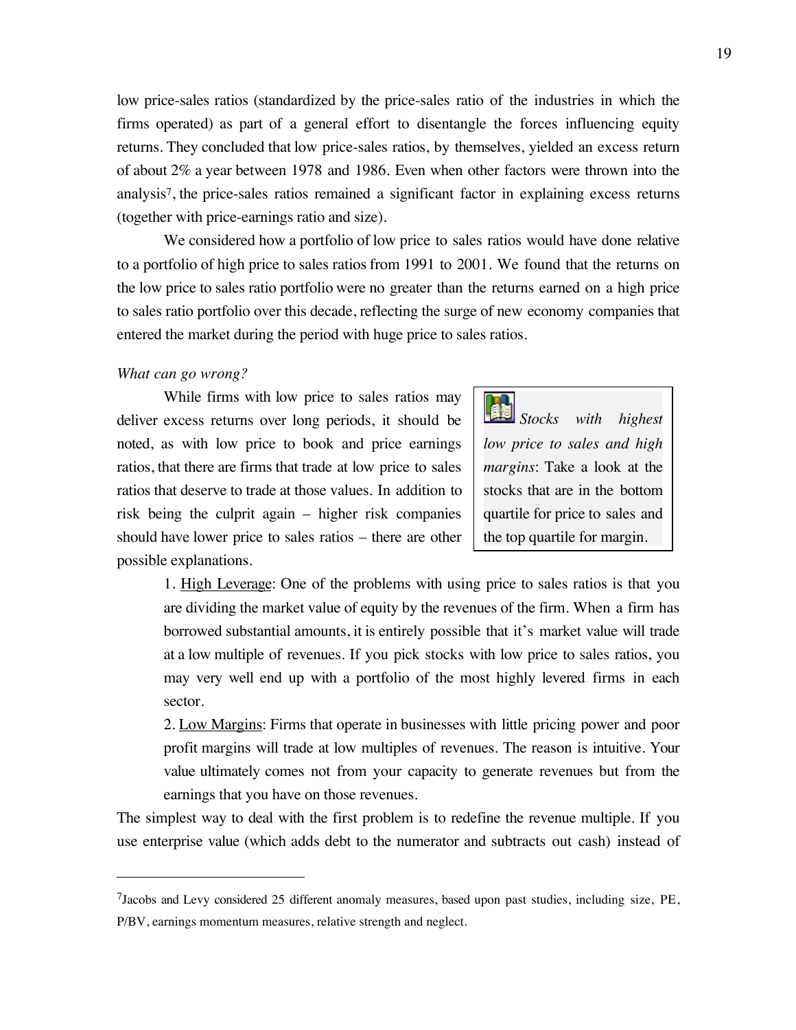low price-sales ratios (standardized by the price-sales ratio of the industries in which the firms operated) as part of a general effort to disentangle the forces influencing equity returns. They concluded that low price-sales ratios, by themselves, yielded an excess return of about 2% a year between 1978 and 1986. Even when other factors were thrown into the analysis[7], the price-sales ratios remained a significant factor in explaining excess returns (together with price-earnings ratio and size).

We considered how a portfolio of low price to sales ratios would have done relative to a portfolio of high price to sales ratios from 1991 to 2001. We found that the returns on the low price to sales ratio portfolio were no greater than the returns earned on a high price to sales ratio portfolio over this decade, reflecting the surge of new economy companies that entered the market during the period with huge price to sales ratios.

*What can go wrong?*

While firms with low price to sales ratios may deliver excess returns over long periods, it should be noted, as with low price to book and price earnings ratios, that there are firms that trade at low price to sales ratios that deserve to trade at those values. In addition to risk being the culprit again – higher risk companies should have lower price to sales ratios – there are other possible explanations.

> *Stocks with highest low price to sales and high margins*: Take a look at the stocks that are in the bottom quartile for price to sales and the top quartile for margin.

1. High Leverage: One of the problems with using price to sales ratios is that you are dividing the market value of equity by the revenues of the firm. When a firm has borrowed substantial amounts, it is entirely possible that it's market value will trade at a low multiple of revenues. If you pick stocks with low price to sales ratios, you may very well end up with a portfolio of the most highly levered firms in each sector.
2. Low Margins: Firms that operate in businesses with little pricing power and poor profit margins will trade at low multiples of revenues. The reason is intuitive. Your value ultimately comes not from your capacity to generate revenues but from the earnings that you have on those revenues.

The simplest way to deal with the first problem is to redefine the revenue multiple. If you use enterprise value (which adds debt to the numerator and subtracts out cash) instead of

---

[7]Jacobs and Levy considered 25 different anomaly measures, based upon past studies, including size, PE, P/BV, earnings momentum measures, relative strength and neglect.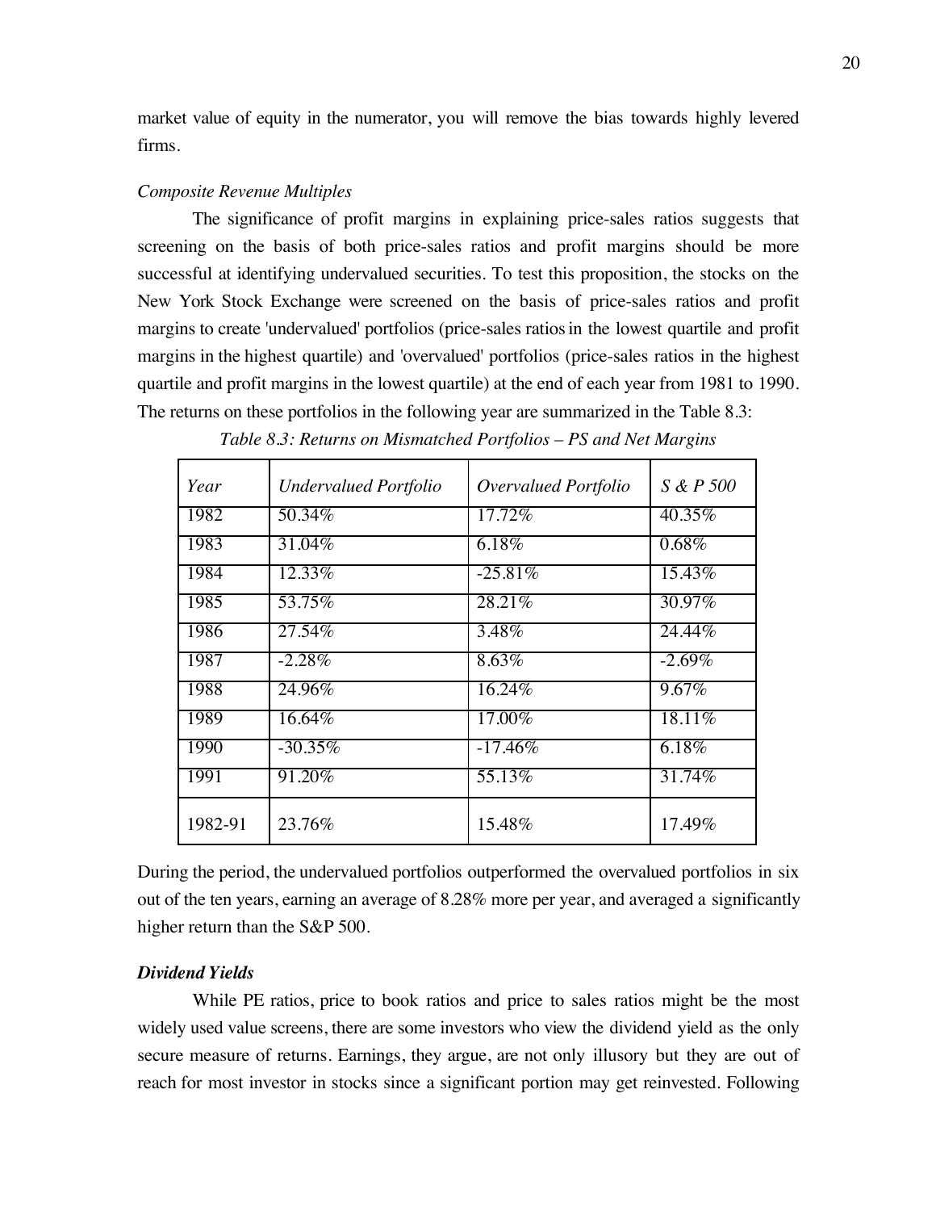market value of equity in the numerator, you will remove the bias towards highly levered firms.

*Composite Revenue Multiples*

The significance of profit margins in explaining price-sales ratios suggests that screening on the basis of both price-sales ratios and profit margins should be more successful at identifying undervalued securities. To test this proposition, the stocks on the New York Stock Exchange were screened on the basis of price-sales ratios and profit margins to create 'undervalued' portfolios (price-sales ratios in the lowest quartile and profit margins in the highest quartile) and 'overvalued' portfolios (price-sales ratios in the highest quartile and profit margins in the lowest quartile) at the end of each year from 1981 to 1990. The returns on these portfolios in the following year are summarized in the Table 8.3:

*Table 8.3: Returns on Mismatched Portfolios – PS and Net Margins*

| *Year* | *Undervalued Portfolio* | *Overvalued Portfolio* | *S & P 500* |
|---|---|---|---|
| 1982 | 50.34% | 17.72% | 40.35% |
| 1983 | 31.04% | 6.18% | 0.68% |
| 1984 | 12.33% | -25.81% | 15.43% |
| 1985 | 53.75% | 28.21% | 30.97% |
| 1986 | 27.54% | 3.48% | 24.44% |
| 1987 | -2.28% | 8.63% | -2.69% |
| 1988 | 24.96% | 16.24% | 9.67% |
| 1989 | 16.64% | 17.00% | 18.11% |
| 1990 | -30.35% | -17.46% | 6.18% |
| 1991 | 91.20% | 55.13% | 31.74% |
| 1982-91 | 23.76% | 15.48% | 17.49% |

During the period, the undervalued portfolios outperformed the overvalued portfolios in six out of the ten years, earning an average of 8.28% more per year, and averaged a significantly higher return than the S&P 500.

***Dividend Yields***

While PE ratios, price to book ratios and price to sales ratios might be the most widely used value screens, there are some investors who view the dividend yield as the only secure measure of returns. Earnings, they argue, are not only illusory but they are out of reach for most investor in stocks since a significant portion may get reinvested. Following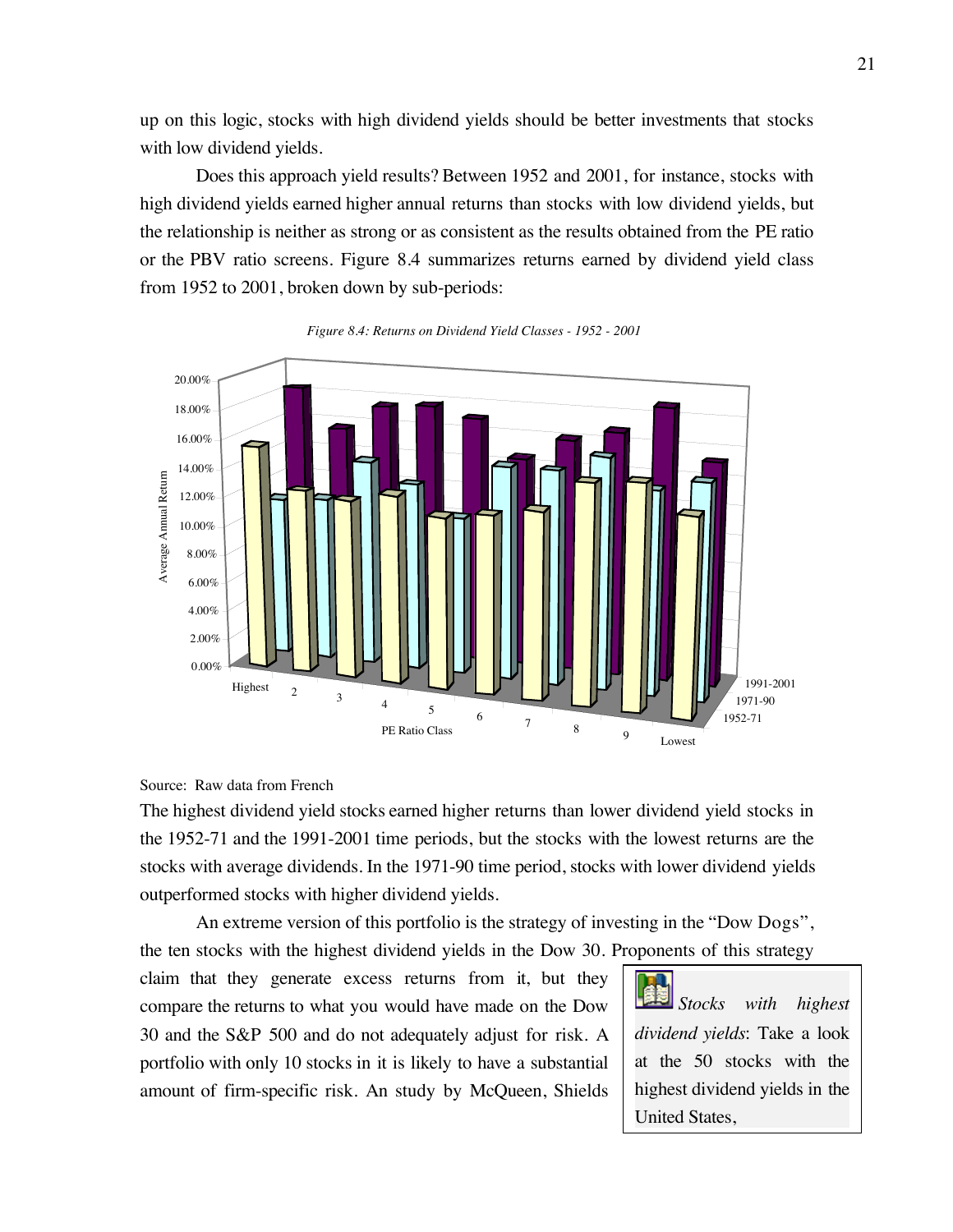up on this logic, stocks with high dividend yields should be better investments that stocks with low dividend yields.

Does this approach yield results? Between 1952 and 2001, for instance, stocks with high dividend yields earned higher annual returns than stocks with low dividend yields, but the relationship is neither as strong or as consistent as the results obtained from the PE ratio or the PBV ratio screens. Figure 8.4 summarizes returns earned by dividend yield class from 1952 to 2001, broken down by sub-periods:

*Figure 8.4: Returns on Dividend Yield Classes - 1952 - 2001*

Source: Raw data from French

The highest dividend yield stocks earned higher returns than lower dividend yield stocks in the 1952-71 and the 1991-2001 time periods, but the stocks with the lowest returns are the stocks with average dividends. In the 1971-90 time period, stocks with lower dividend yields outperformed stocks with higher dividend yields.

An extreme version of this portfolio is the strategy of investing in the "Dow Dogs", the ten stocks with the highest dividend yields in the Dow 30. Proponents of this strategy claim that they generate excess returns from it, but they compare the returns to what you would have made on the Dow 30 and the S&P 500 and do not adequately adjust for risk. A portfolio with only 10 stocks in it is likely to have a substantial amount of firm-specific risk. An study by McQueen, Shields

*Stocks with highest dividend yields*: Take a look at the 50 stocks with the highest dividend yields in the United States,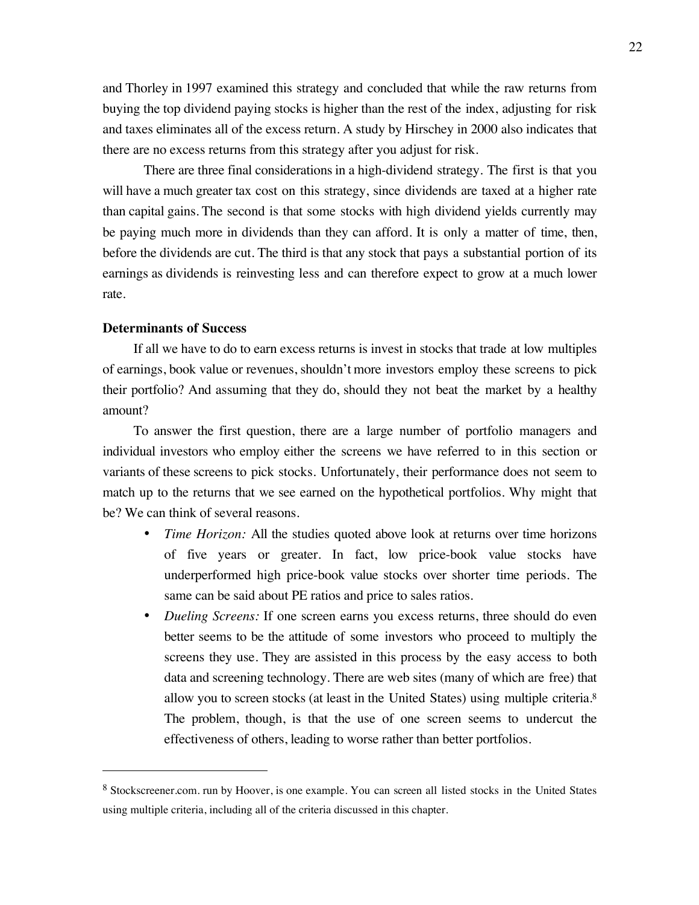and Thorley in 1997 examined this strategy and concluded that while the raw returns from buying the top dividend paying stocks is higher than the rest of the index, adjusting for risk and taxes eliminates all of the excess return. A study by Hirschey in 2000 also indicates that there are no excess returns from this strategy after you adjust for risk.

There are three final considerations in a high-dividend strategy. The first is that you will have a much greater tax cost on this strategy, since dividends are taxed at a higher rate than capital gains. The second is that some stocks with high dividend yields currently may be paying much more in dividends than they can afford. It is only a matter of time, then, before the dividends are cut. The third is that any stock that pays a substantial portion of its earnings as dividends is reinvesting less and can therefore expect to grow at a much lower rate.

### Determinants of Success

If all we have to do to earn excess returns is invest in stocks that trade at low multiples of earnings, book value or revenues, shouldn't more investors employ these screens to pick their portfolio? And assuming that they do, should they not beat the market by a healthy amount?

To answer the first question, there are a large number of portfolio managers and individual investors who employ either the screens we have referred to in this section or variants of these screens to pick stocks. Unfortunately, their performance does not seem to match up to the returns that we see earned on the hypothetical portfolios. Why might that be? We can think of several reasons.

- *Time Horizon:* All the studies quoted above look at returns over time horizons of five years or greater. In fact, low price-book value stocks have underperformed high price-book value stocks over shorter time periods. The same can be said about PE ratios and price to sales ratios.
- *Dueling Screens:* If one screen earns you excess returns, three should do even better seems to be the attitude of some investors who proceed to multiply the screens they use. They are assisted in this process by the easy access to both data and screening technology. There are web sites (many of which are free) that allow you to screen stocks (at least in the United States) using multiple criteria.[8] The problem, though, is that the use of one screen seems to undercut the effectiveness of others, leading to worse rather than better portfolios.

---

[8] Stockscreener.com. run by Hoover, is one example. You can screen all listed stocks in the United States using multiple criteria, including all of the criteria discussed in this chapter.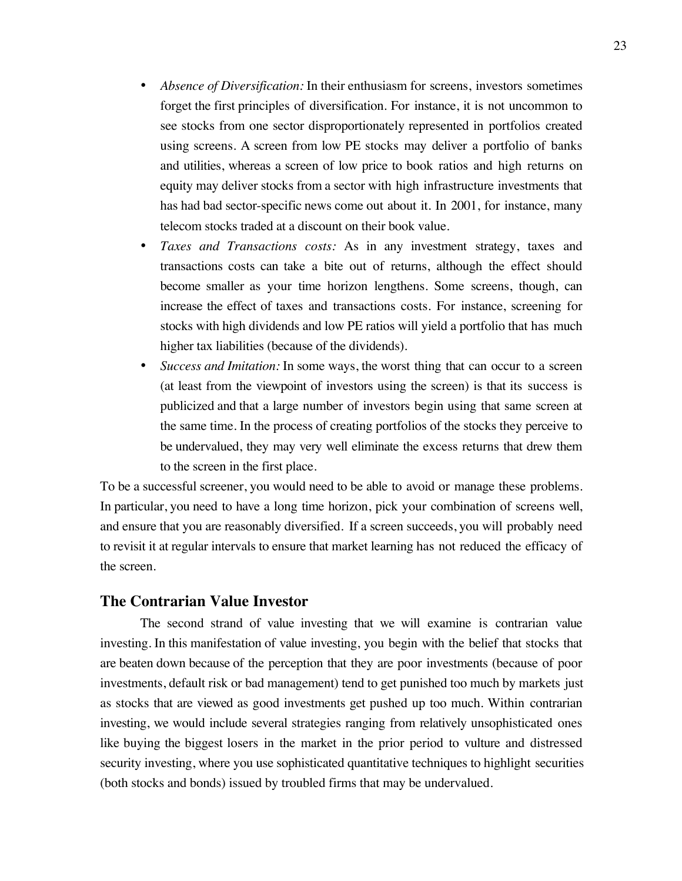- *Absence of Diversification:* In their enthusiasm for screens, investors sometimes forget the first principles of diversification. For instance, it is not uncommon to see stocks from one sector disproportionately represented in portfolios created using screens. A screen from low PE stocks may deliver a portfolio of banks and utilities, whereas a screen of low price to book ratios and high returns on equity may deliver stocks from a sector with high infrastructure investments that has had bad sector-specific news come out about it. In 2001, for instance, many telecom stocks traded at a discount on their book value.
- *Taxes and Transactions costs:* As in any investment strategy, taxes and transactions costs can take a bite out of returns, although the effect should become smaller as your time horizon lengthens. Some screens, though, can increase the effect of taxes and transactions costs. For instance, screening for stocks with high dividends and low PE ratios will yield a portfolio that has much higher tax liabilities (because of the dividends).
- *Success and Imitation:* In some ways, the worst thing that can occur to a screen (at least from the viewpoint of investors using the screen) is that its success is publicized and that a large number of investors begin using that same screen at the same time. In the process of creating portfolios of the stocks they perceive to be undervalued, they may very well eliminate the excess returns that drew them to the screen in the first place.

To be a successful screener, you would need to be able to avoid or manage these problems. In particular, you need to have a long time horizon, pick your combination of screens well, and ensure that you are reasonably diversified. If a screen succeeds, you will probably need to revisit it at regular intervals to ensure that market learning has not reduced the efficacy of the screen.

## The Contrarian Value Investor

The second strand of value investing that we will examine is contrarian value investing. In this manifestation of value investing, you begin with the belief that stocks that are beaten down because of the perception that they are poor investments (because of poor investments, default risk or bad management) tend to get punished too much by markets just as stocks that are viewed as good investments get pushed up too much. Within contrarian investing, we would include several strategies ranging from relatively unsophisticated ones like buying the biggest losers in the market in the prior period to vulture and distressed security investing, where you use sophisticated quantitative techniques to highlight securities (both stocks and bonds) issued by troubled firms that may be undervalued.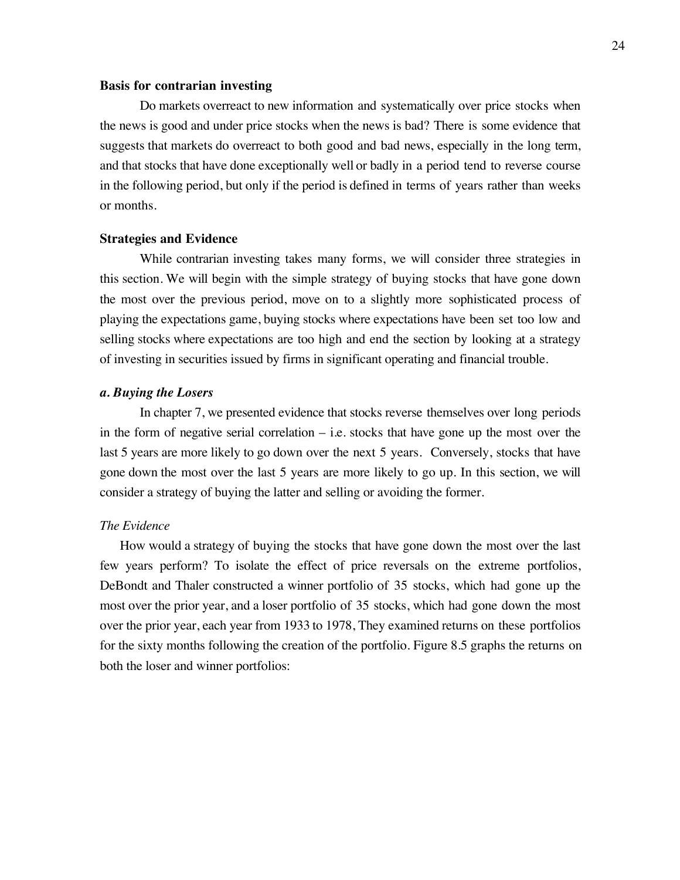**Basis for contrarian investing**

Do markets overreact to new information and systematically over price stocks when the news is good and under price stocks when the news is bad? There is some evidence that suggests that markets do overreact to both good and bad news, especially in the long term, and that stocks that have done exceptionally well or badly in a period tend to reverse course in the following period, but only if the period is defined in terms of years rather than weeks or months.

**Strategies and Evidence**

While contrarian investing takes many forms, we will consider three strategies in this section. We will begin with the simple strategy of buying stocks that have gone down the most over the previous period, move on to a slightly more sophisticated process of playing the expectations game, buying stocks where expectations have been set too low and selling stocks where expectations are too high and end the section by looking at a strategy of investing in securities issued by firms in significant operating and financial trouble.

***a. Buying the Losers***

In chapter 7, we presented evidence that stocks reverse themselves over long periods in the form of negative serial correlation – i.e. stocks that have gone up the most over the last 5 years are more likely to go down over the next 5 years. Conversely, stocks that have gone down the most over the last 5 years are more likely to go up. In this section, we will consider a strategy of buying the latter and selling or avoiding the former.

*The Evidence*

How would a strategy of buying the stocks that have gone down the most over the last few years perform? To isolate the effect of price reversals on the extreme portfolios, DeBondt and Thaler constructed a winner portfolio of 35 stocks, which had gone up the most over the prior year, and a loser portfolio of 35 stocks, which had gone down the most over the prior year, each year from 1933 to 1978, They examined returns on these portfolios for the sixty months following the creation of the portfolio. Figure 8.5 graphs the returns on both the loser and winner portfolios: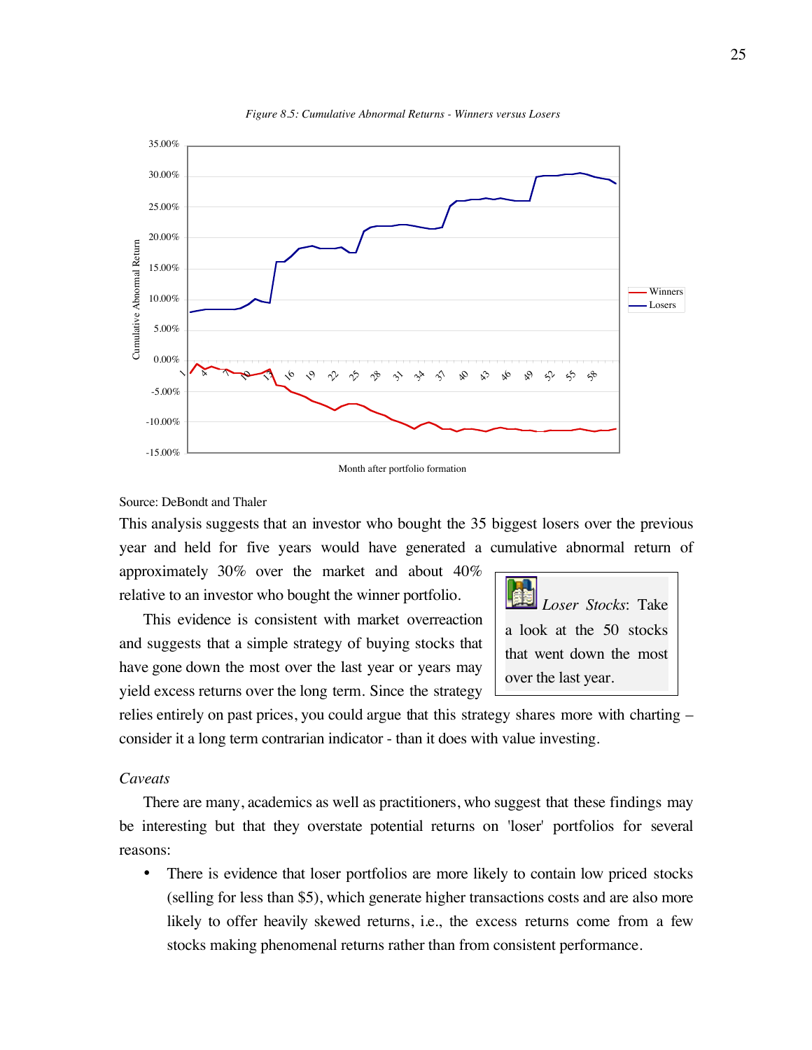*Figure 8.5: Cumulative Abnormal Returns - Winners versus Losers*

Source: DeBondt and Thaler

This analysis suggests that an investor who bought the 35 biggest losers over the previous year and held for five years would have generated a cumulative abnormal return of approximately 30% over the market and about 40% relative to an investor who bought the winner portfolio.

This evidence is consistent with market overreaction and suggests that a simple strategy of buying stocks that have gone down the most over the last year or years may yield excess returns over the long term. Since the strategy relies entirely on past prices, you could argue that this strategy shares more with charting – consider it a long term contrarian indicator - than it does with value investing.

> *Loser Stocks*: Take a look at the 50 stocks that went down the most over the last year.

*Caveats*

There are many, academics as well as practitioners, who suggest that these findings may be interesting but that they overstate potential returns on 'loser' portfolios for several reasons:

- There is evidence that loser portfolios are more likely to contain low priced stocks (selling for less than $5), which generate higher transactions costs and are also more likely to offer heavily skewed returns, i.e., the excess returns come from a few stocks making phenomenal returns rather than from consistent performance.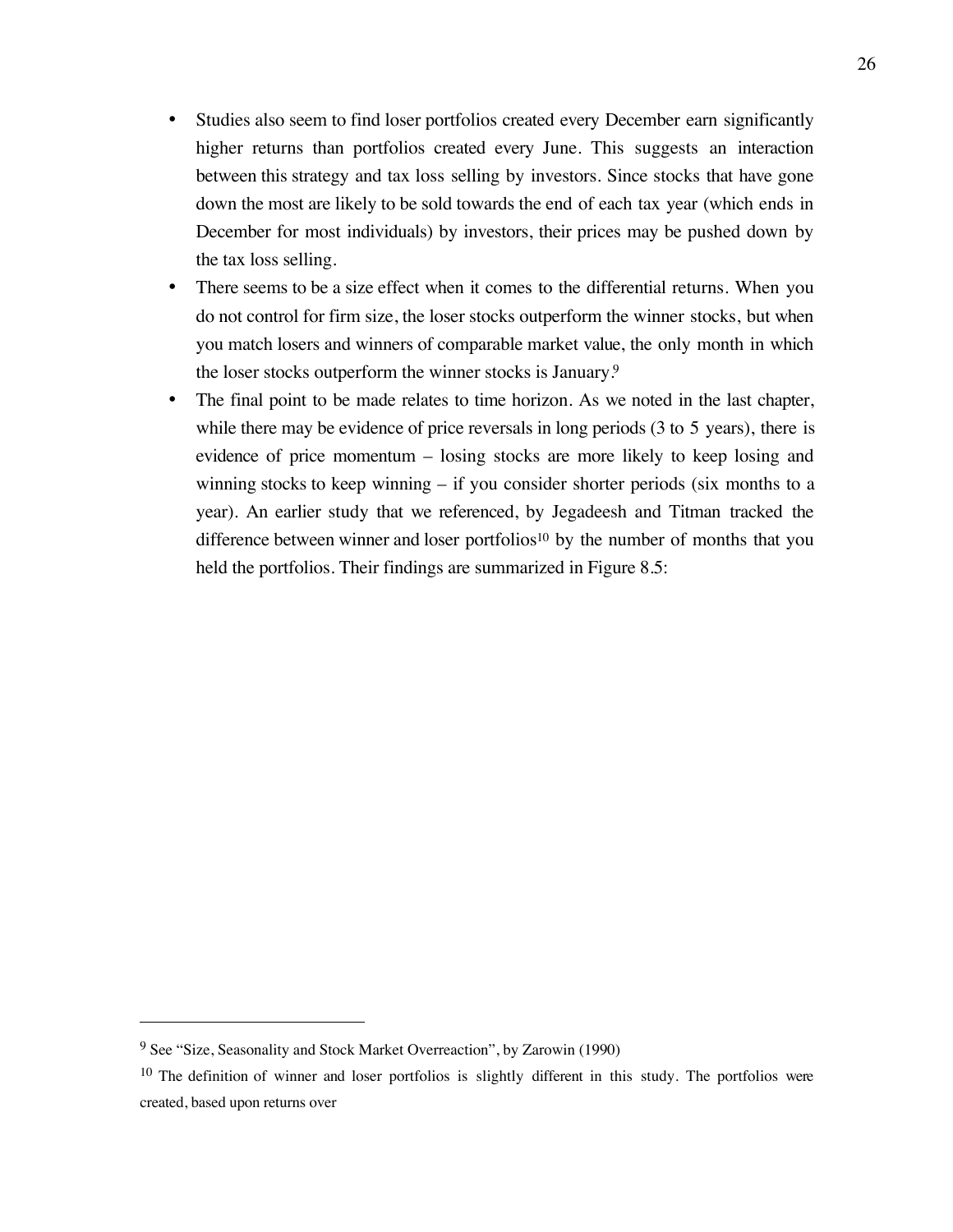- Studies also seem to find loser portfolios created every December earn significantly higher returns than portfolios created every June. This suggests an interaction between this strategy and tax loss selling by investors. Since stocks that have gone down the most are likely to be sold towards the end of each tax year (which ends in December for most individuals) by investors, their prices may be pushed down by the tax loss selling.
- There seems to be a size effect when it comes to the differential returns. When you do not control for firm size, the loser stocks outperform the winner stocks, but when you match losers and winners of comparable market value, the only month in which the loser stocks outperform the winner stocks is January.[9]
- The final point to be made relates to time horizon. As we noted in the last chapter, while there may be evidence of price reversals in long periods (3 to 5 years), there is evidence of price momentum – losing stocks are more likely to keep losing and winning stocks to keep winning – if you consider shorter periods (six months to a year). An earlier study that we referenced, by Jegadeesh and Titman tracked the difference between winner and loser portfolios[10] by the number of months that you held the portfolios. Their findings are summarized in Figure 8.5:

---

[9] See "Size, Seasonality and Stock Market Overreaction", by Zarowin (1990)

[10] The definition of winner and loser portfolios is slightly different in this study. The portfolios were created, based upon returns over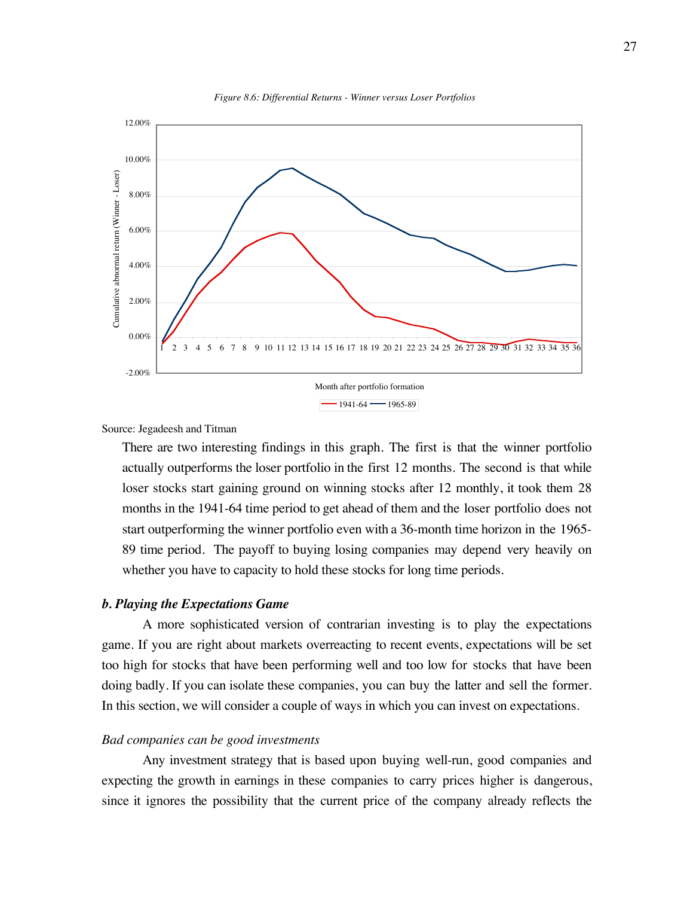*Figure 8.6: Differential Returns - Winner versus Loser Portfolios*

Source: Jegadeesh and Titman

There are two interesting findings in this graph. The first is that the winner portfolio actually outperforms the loser portfolio in the first 12 months. The second is that while loser stocks start gaining ground on winning stocks after 12 monthly, it took them 28 months in the 1941-64 time period to get ahead of them and the loser portfolio does not start outperforming the winner portfolio even with a 36-month time horizon in the 1965-89 time period. The payoff to buying losing companies may depend very heavily on whether you have to capacity to hold these stocks for long time periods.

### *b. Playing the Expectations Game*

A more sophisticated version of contrarian investing is to play the expectations game. If you are right about markets overreacting to recent events, expectations will be set too high for stocks that have been performing well and too low for stocks that have been doing badly. If you can isolate these companies, you can buy the latter and sell the former. In this section, we will consider a couple of ways in which you can invest on expectations.

*Bad companies can be good investments*

Any investment strategy that is based upon buying well-run, good companies and expecting the growth in earnings in these companies to carry prices higher is dangerous, since it ignores the possibility that the current price of the company already reflects the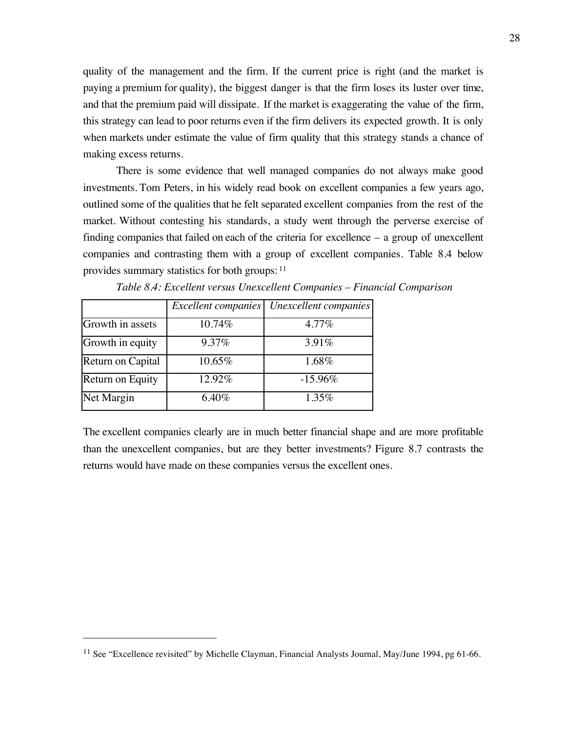quality of the management and the firm. If the current price is right (and the market is paying a premium for quality), the biggest danger is that the firm loses its luster over time, and that the premium paid will dissipate. If the market is exaggerating the value of the firm, this strategy can lead to poor returns even if the firm delivers its expected growth. It is only when markets under estimate the value of firm quality that this strategy stands a chance of making excess returns.

There is some evidence that well managed companies do not always make good investments. Tom Peters, in his widely read book on excellent companies a few years ago, outlined some of the qualities that he felt separated excellent companies from the rest of the market. Without contesting his standards, a study went through the perverse exercise of finding companies that failed on each of the criteria for excellence – a group of unexcellent companies and contrasting them with a group of excellent companies. Table 8.4 below provides summary statistics for both groups:[11]

*Table 8.4: Excellent versus Unexcellent Companies – Financial Comparison*

| | *Excellent companies* | *Unexcellent companies* |
|---|---|---|
| Growth in assets | 10.74% | 4.77% |
| Growth in equity | 9.37% | 3.91% |
| Return on Capital | 10.65% | 1.68% |
| Return on Equity | 12.92% | -15.96% |
| Net Margin | 6.40% | 1.35% |

The excellent companies clearly are in much better financial shape and are more profitable than the unexcellent companies, but are they better investments? Figure 8.7 contrasts the returns would have made on these companies versus the excellent ones.

[11] See "Excellence revisited" by Michelle Clayman, Financial Analysts Journal, May/June 1994, pg 61-66.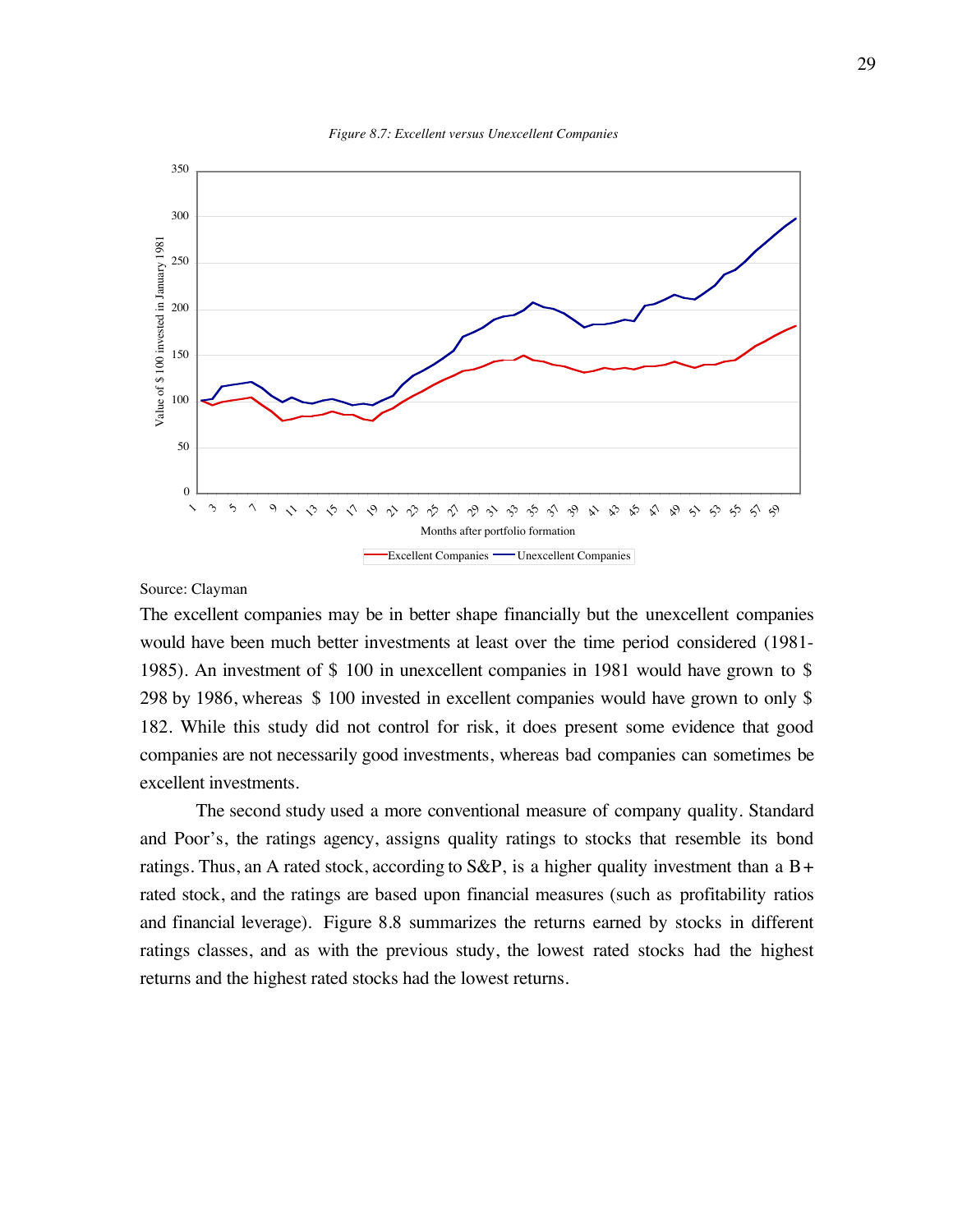*Figure 8.7: Excellent versus Unexcellent Companies*

Source: Clayman

The excellent companies may be in better shape financially but the unexcellent companies would have been much better investments at least over the time period considered (1981-1985). An investment of $ 100 in unexcellent companies in 1981 would have grown to $ 298 by 1986, whereas $ 100 invested in excellent companies would have grown to only $ 182. While this study did not control for risk, it does present some evidence that good companies are not necessarily good investments, whereas bad companies can sometimes be excellent investments.

The second study used a more conventional measure of company quality. Standard and Poor's, the ratings agency, assigns quality ratings to stocks that resemble its bond ratings. Thus, an A rated stock, according to S&P, is a higher quality investment than a B+ rated stock, and the ratings are based upon financial measures (such as profitability ratios and financial leverage). Figure 8.8 summarizes the returns earned by stocks in different ratings classes, and as with the previous study, the lowest rated stocks had the highest returns and the highest rated stocks had the lowest returns.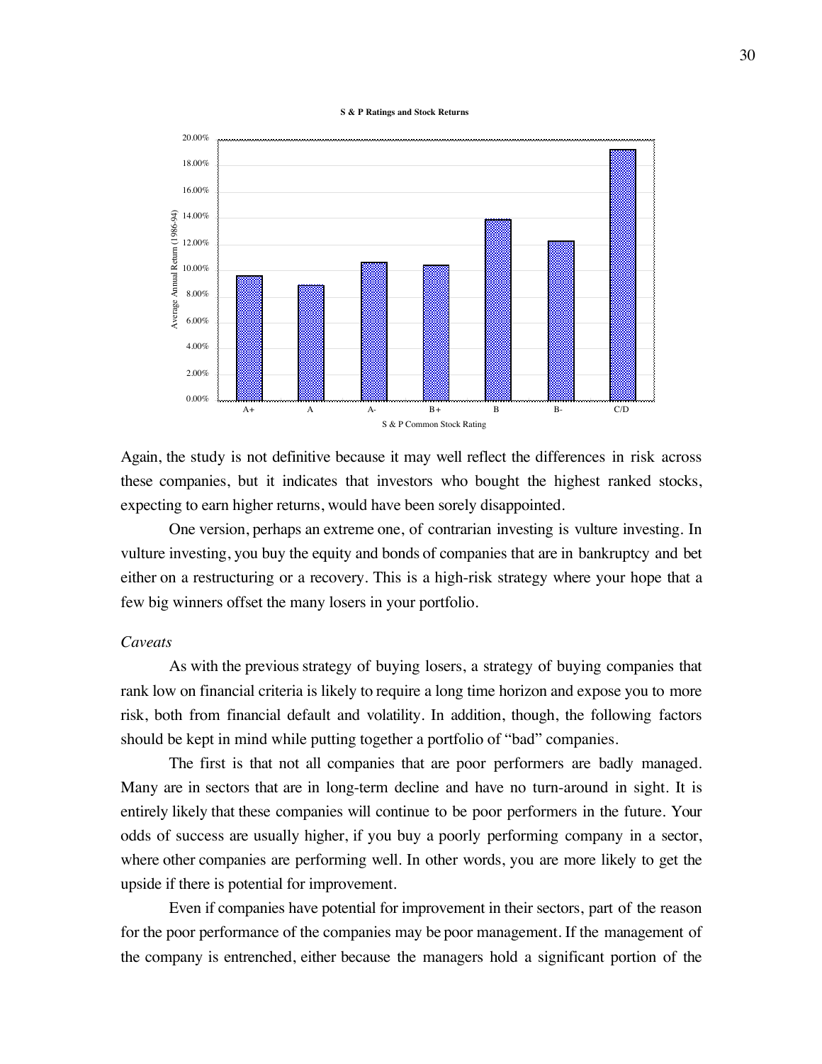S & P Ratings and Stock Returns

20.00%
18.00%
16.00%
14.00%
12.00%
10.00%
8.00%
6.00%
4.00%
2.00%
0.00%

Average Annual Return (1986-94)

A+
A
A-
B+
B
B-
C/D

S & P Common Stock Rating

Again, the study is not definitive because it may well reflect the differences in risk across these companies, but it indicates that investors who bought the highest ranked stocks, expecting to earn higher returns, would have been sorely disappointed.

One version, perhaps an extreme one, of contrarian investing is vulture investing. In vulture investing, you buy the equity and bonds of companies that are in bankruptcy and bet either on a restructuring or a recovery. This is a high-risk strategy where your hope that a few big winners offset the many losers in your portfolio.

*Caveats*

As with the previous strategy of buying losers, a strategy of buying companies that rank low on financial criteria is likely to require a long time horizon and expose you to more risk, both from financial default and volatility. In addition, though, the following factors should be kept in mind while putting together a portfolio of "bad" companies.

The first is that not all companies that are poor performers are badly managed. Many are in sectors that are in long-term decline and have no turn-around in sight. It is entirely likely that these companies will continue to be poor performers in the future. Your odds of success are usually higher, if you buy a poorly performing company in a sector, where other companies are performing well. In other words, you are more likely to get the upside if there is potential for improvement.

Even if companies have potential for improvement in their sectors, part of the reason for the poor performance of the companies may be poor management. If the management of the company is entrenched, either because the managers hold a significant portion of the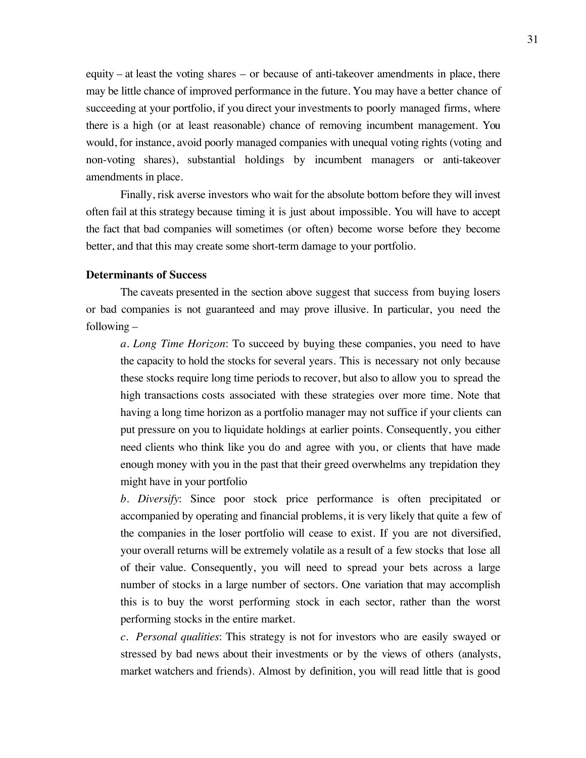equity – at least the voting shares – or because of anti-takeover amendments in place, there may be little chance of improved performance in the future. You may have a better chance of succeeding at your portfolio, if you direct your investments to poorly managed firms, where there is a high (or at least reasonable) chance of removing incumbent management. You would, for instance, avoid poorly managed companies with unequal voting rights (voting and non-voting shares), substantial holdings by incumbent managers or anti-takeover amendments in place.

Finally, risk averse investors who wait for the absolute bottom before they will invest often fail at this strategy because timing it is just about impossible. You will have to accept the fact that bad companies will sometimes (or often) become worse before they become better, and that this may create some short-term damage to your portfolio.

**Determinants of Success**

The caveats presented in the section above suggest that success from buying losers or bad companies is not guaranteed and may prove illusive. In particular, you need the following –

*a. Long Time Horizon*: To succeed by buying these companies, you need to have the capacity to hold the stocks for several years. This is necessary not only because these stocks require long time periods to recover, but also to allow you to spread the high transactions costs associated with these strategies over more time. Note that having a long time horizon as a portfolio manager may not suffice if your clients can put pressure on you to liquidate holdings at earlier points. Consequently, you either need clients who think like you do and agree with you, or clients that have made enough money with you in the past that their greed overwhelms any trepidation they might have in your portfolio

*b. Diversify*: Since poor stock price performance is often precipitated or accompanied by operating and financial problems, it is very likely that quite a few of the companies in the loser portfolio will cease to exist. If you are not diversified, your overall returns will be extremely volatile as a result of a few stocks that lose all of their value. Consequently, you will need to spread your bets across a large number of stocks in a large number of sectors. One variation that may accomplish this is to buy the worst performing stock in each sector, rather than the worst performing stocks in the entire market.

*c. Personal qualities*: This strategy is not for investors who are easily swayed or stressed by bad news about their investments or by the views of others (analysts, market watchers and friends). Almost by definition, you will read little that is good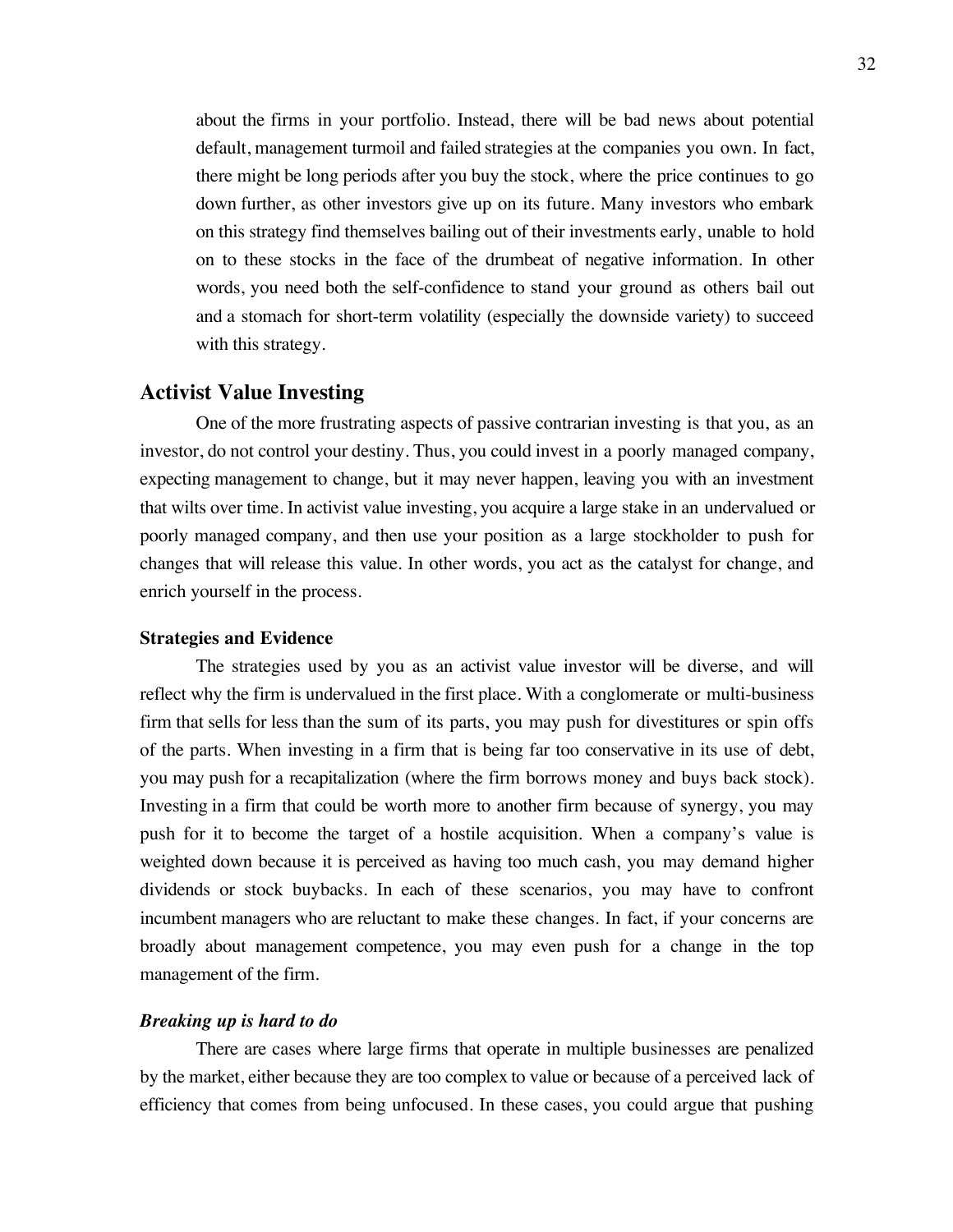about the firms in your portfolio. Instead, there will be bad news about potential default, management turmoil and failed strategies at the companies you own. In fact, there might be long periods after you buy the stock, where the price continues to go down further, as other investors give up on its future. Many investors who embark on this strategy find themselves bailing out of their investments early, unable to hold on to these stocks in the face of the drumbeat of negative information. In other words, you need both the self-confidence to stand your ground as others bail out and a stomach for short-term volatility (especially the downside variety) to succeed with this strategy.

## Activist Value Investing

One of the more frustrating aspects of passive contrarian investing is that you, as an investor, do not control your destiny. Thus, you could invest in a poorly managed company, expecting management to change, but it may never happen, leaving you with an investment that wilts over time. In activist value investing, you acquire a large stake in an undervalued or poorly managed company, and then use your position as a large stockholder to push for changes that will release this value. In other words, you act as the catalyst for change, and enrich yourself in the process.

### Strategies and Evidence

The strategies used by you as an activist value investor will be diverse, and will reflect why the firm is undervalued in the first place. With a conglomerate or multi-business firm that sells for less than the sum of its parts, you may push for divestitures or spin offs of the parts. When investing in a firm that is being far too conservative in its use of debt, you may push for a recapitalization (where the firm borrows money and buys back stock). Investing in a firm that could be worth more to another firm because of synergy, you may push for it to become the target of a hostile acquisition. When a company's value is weighted down because it is perceived as having too much cash, you may demand higher dividends or stock buybacks. In each of these scenarios, you may have to confront incumbent managers who are reluctant to make these changes. In fact, if your concerns are broadly about management competence, you may even push for a change in the top management of the firm.

#### *Breaking up is hard to do*

There are cases where large firms that operate in multiple businesses are penalized by the market, either because they are too complex to value or because of a perceived lack of efficiency that comes from being unfocused. In these cases, you could argue that pushing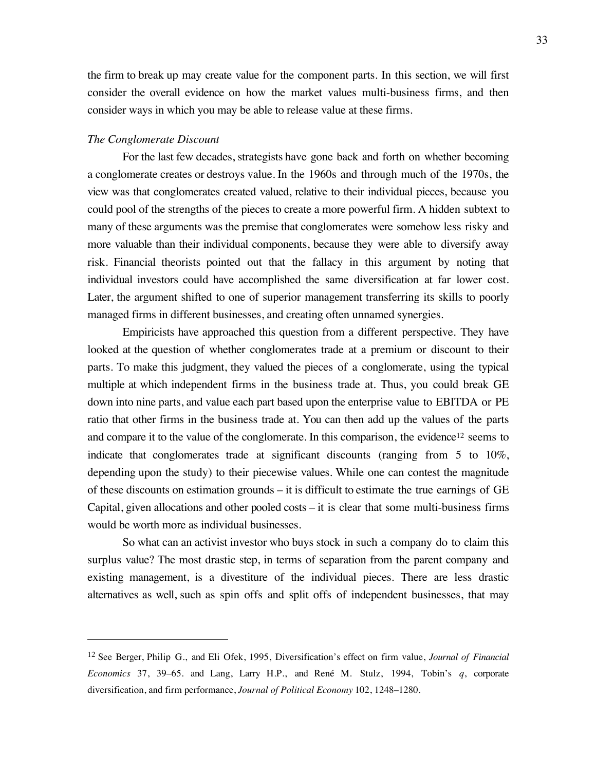the firm to break up may create value for the component parts. In this section, we will first consider the overall evidence on how the market values multi-business firms, and then consider ways in which you may be able to release value at these firms.

*The Conglomerate Discount*

For the last few decades, strategists have gone back and forth on whether becoming a conglomerate creates or destroys value. In the 1960s and through much of the 1970s, the view was that conglomerates created valued, relative to their individual pieces, because you could pool of the strengths of the pieces to create a more powerful firm. A hidden subtext to many of these arguments was the premise that conglomerates were somehow less risky and more valuable than their individual components, because they were able to diversify away risk. Financial theorists pointed out that the fallacy in this argument by noting that individual investors could have accomplished the same diversification at far lower cost. Later, the argument shifted to one of superior management transferring its skills to poorly managed firms in different businesses, and creating often unnamed synergies.

Empiricists have approached this question from a different perspective. They have looked at the question of whether conglomerates trade at a premium or discount to their parts. To make this judgment, they valued the pieces of a conglomerate, using the typical multiple at which independent firms in the business trade at. Thus, you could break GE down into nine parts, and value each part based upon the enterprise value to EBITDA or PE ratio that other firms in the business trade at. You can then add up the values of the parts and compare it to the value of the conglomerate. In this comparison, the evidence[12] seems to indicate that conglomerates trade at significant discounts (ranging from 5 to 10%, depending upon the study) to their piecewise values. While one can contest the magnitude of these discounts on estimation grounds – it is difficult to estimate the true earnings of GE Capital, given allocations and other pooled costs – it is clear that some multi-business firms would be worth more as individual businesses.

So what can an activist investor who buys stock in such a company do to claim this surplus value? The most drastic step, in terms of separation from the parent company and existing management, is a divestiture of the individual pieces. There are less drastic alternatives as well, such as spin offs and split offs of independent businesses, that may

---

[12] See Berger, Philip G., and Eli Ofek, 1995, Diversification's effect on firm value, *Journal of Financial Economics* 37, 39–65. and Lang, Larry H.P., and René M. Stulz, 1994, Tobin's *q*, corporate diversification, and firm performance, *Journal of Political Economy* 102, 1248–1280.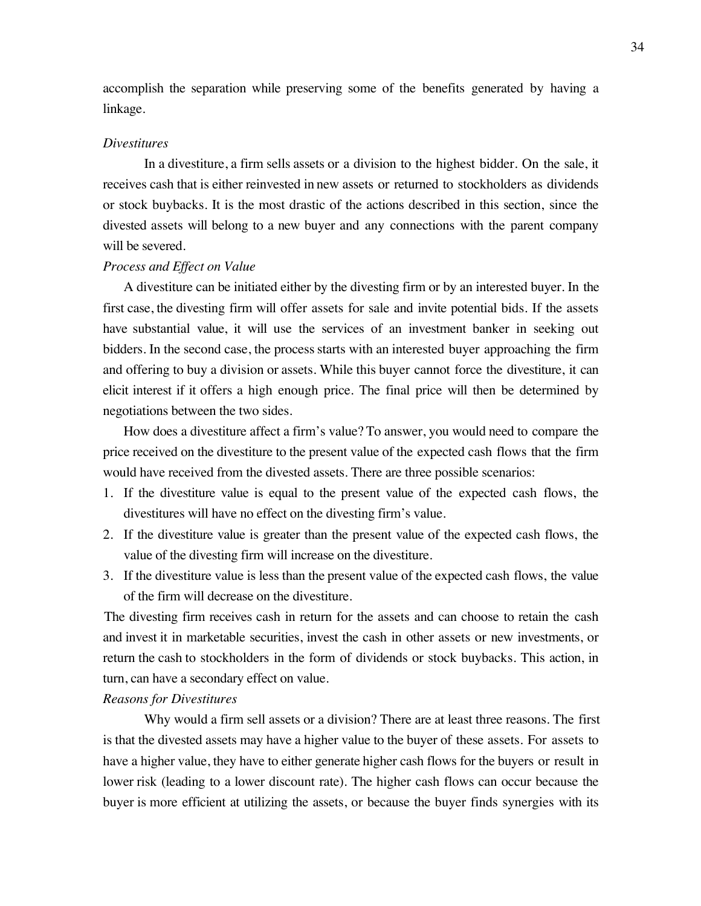accomplish the separation while preserving some of the benefits generated by having a linkage.

### *Divestitures*

In a divestiture, a firm sells assets or a division to the highest bidder. On the sale, it receives cash that is either reinvested in new assets or returned to stockholders as dividends or stock buybacks. It is the most drastic of the actions described in this section, since the divested assets will belong to a new buyer and any connections with the parent company will be severed.

#### *Process and Effect on Value*

A divestiture can be initiated either by the divesting firm or by an interested buyer. In the first case, the divesting firm will offer assets for sale and invite potential bids. If the assets have substantial value, it will use the services of an investment banker in seeking out bidders. In the second case, the process starts with an interested buyer approaching the firm and offering to buy a division or assets. While this buyer cannot force the divestiture, it can elicit interest if it offers a high enough price. The final price will then be determined by negotiations between the two sides.

How does a divestiture affect a firm's value? To answer, you would need to compare the price received on the divestiture to the present value of the expected cash flows that the firm would have received from the divested assets. There are three possible scenarios:

1. If the divestiture value is equal to the present value of the expected cash flows, the divestitures will have no effect on the divesting firm's value.
2. If the divestiture value is greater than the present value of the expected cash flows, the value of the divesting firm will increase on the divestiture.
3. If the divestiture value is less than the present value of the expected cash flows, the value of the firm will decrease on the divestiture.

The divesting firm receives cash in return for the assets and can choose to retain the cash and invest it in marketable securities, invest the cash in other assets or new investments, or return the cash to stockholders in the form of dividends or stock buybacks. This action, in turn, can have a secondary effect on value.

#### *Reasons for Divestitures*

Why would a firm sell assets or a division? There are at least three reasons. The first is that the divested assets may have a higher value to the buyer of these assets. For assets to have a higher value, they have to either generate higher cash flows for the buyers or result in lower risk (leading to a lower discount rate). The higher cash flows can occur because the buyer is more efficient at utilizing the assets, or because the buyer finds synergies with its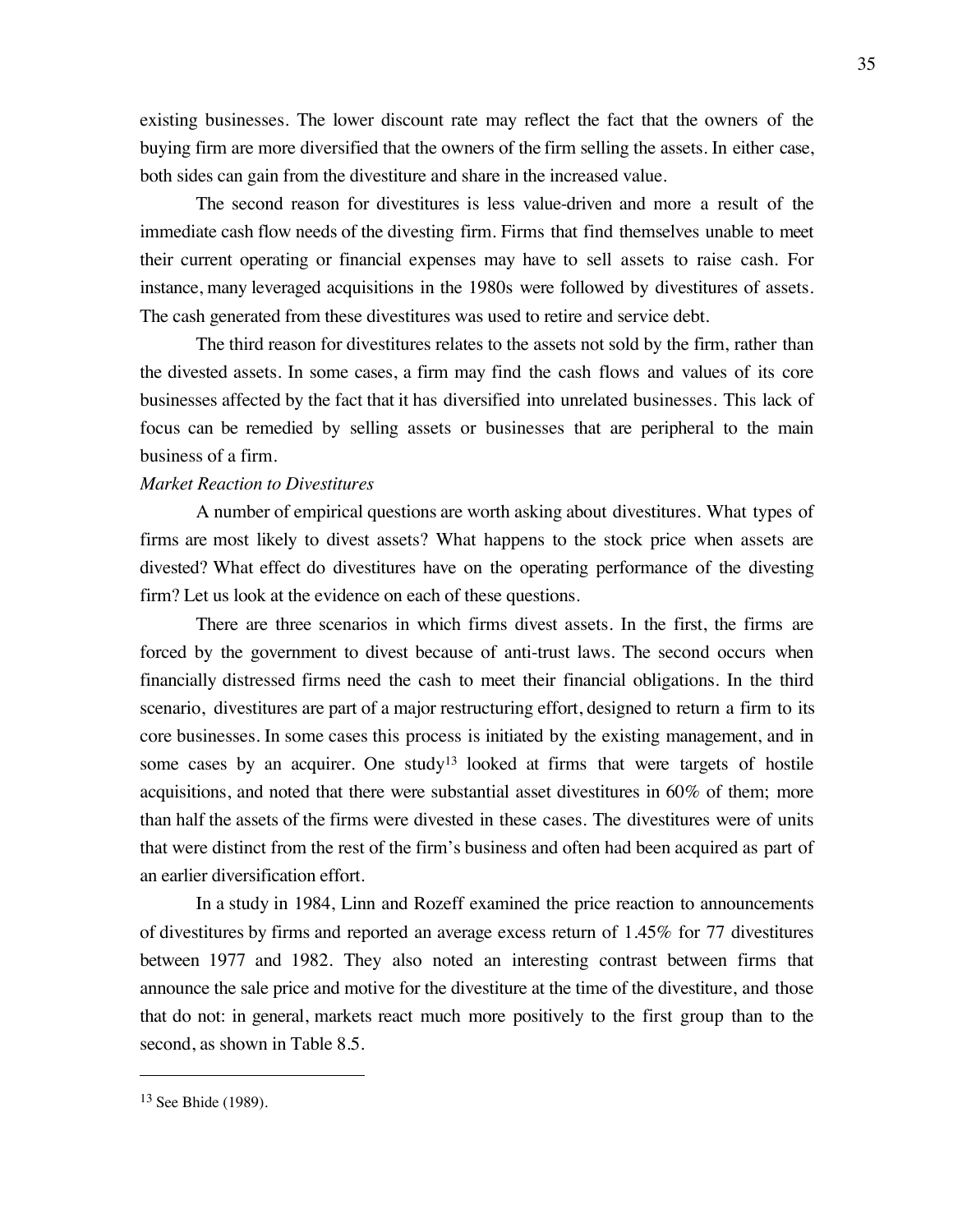existing businesses. The lower discount rate may reflect the fact that the owners of the buying firm are more diversified that the owners of the firm selling the assets. In either case, both sides can gain from the divestiture and share in the increased value.

The second reason for divestitures is less value-driven and more a result of the immediate cash flow needs of the divesting firm. Firms that find themselves unable to meet their current operating or financial expenses may have to sell assets to raise cash. For instance, many leveraged acquisitions in the 1980s were followed by divestitures of assets. The cash generated from these divestitures was used to retire and service debt.

The third reason for divestitures relates to the assets not sold by the firm, rather than the divested assets. In some cases, a firm may find the cash flows and values of its core businesses affected by the fact that it has diversified into unrelated businesses. This lack of focus can be remedied by selling assets or businesses that are peripheral to the main business of a firm.

*Market Reaction to Divestitures*

A number of empirical questions are worth asking about divestitures. What types of firms are most likely to divest assets? What happens to the stock price when assets are divested? What effect do divestitures have on the operating performance of the divesting firm? Let us look at the evidence on each of these questions.

There are three scenarios in which firms divest assets. In the first, the firms are forced by the government to divest because of anti-trust laws. The second occurs when financially distressed firms need the cash to meet their financial obligations. In the third scenario, divestitures are part of a major restructuring effort, designed to return a firm to its core businesses. In some cases this process is initiated by the existing management, and in some cases by an acquirer. One study[13] looked at firms that were targets of hostile acquisitions, and noted that there were substantial asset divestitures in 60% of them; more than half the assets of the firms were divested in these cases. The divestitures were of units that were distinct from the rest of the firm's business and often had been acquired as part of an earlier diversification effort.

In a study in 1984, Linn and Rozeff examined the price reaction to announcements of divestitures by firms and reported an average excess return of 1.45% for 77 divestitures between 1977 and 1982. They also noted an interesting contrast between firms that announce the sale price and motive for the divestiture at the time of the divestiture, and those that do not: in general, markets react much more positively to the first group than to the second, as shown in Table 8.5.

---

[13] See Bhide (1989).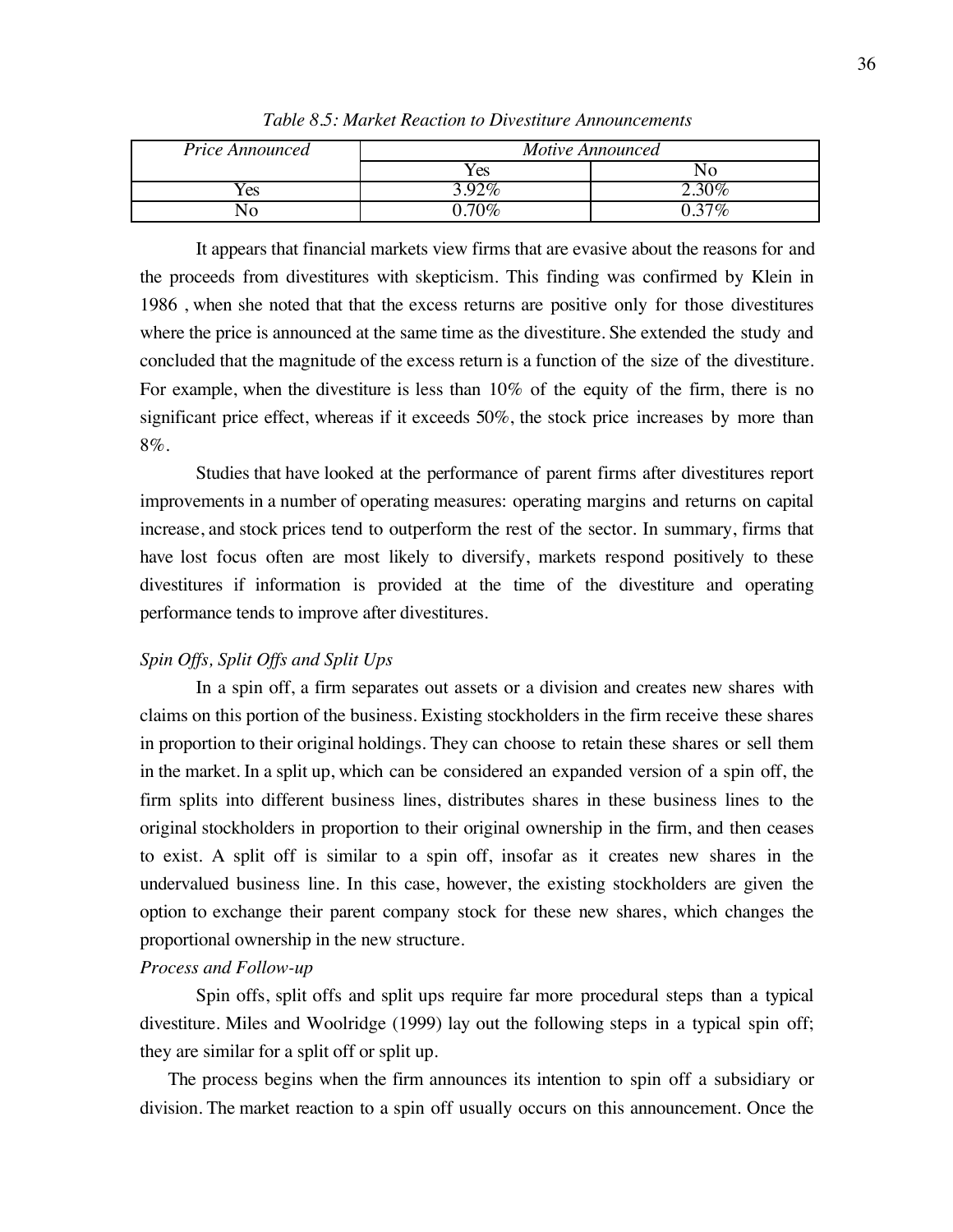*Table 8.5: Market Reaction to Divestiture Announcements*

| *Price Announced* | *Motive Announced* | |
|---|---|---|
| | Yes | No |
| Yes | 3.92% | 2.30% |
| No | 0.70% | 0.37% |

It appears that financial markets view firms that are evasive about the reasons for and the proceeds from divestitures with skepticism. This finding was confirmed by Klein in 1986 , when she noted that that the excess returns are positive only for those divestitures where the price is announced at the same time as the divestiture. She extended the study and concluded that the magnitude of the excess return is a function of the size of the divestiture. For example, when the divestiture is less than 10% of the equity of the firm, there is no significant price effect, whereas if it exceeds 50%, the stock price increases by more than 8%.

Studies that have looked at the performance of parent firms after divestitures report improvements in a number of operating measures: operating margins and returns on capital increase, and stock prices tend to outperform the rest of the sector. In summary, firms that have lost focus often are most likely to diversify, markets respond positively to these divestitures if information is provided at the time of the divestiture and operating performance tends to improve after divestitures.

*Spin Offs, Split Offs and Split Ups*

In a spin off, a firm separates out assets or a division and creates new shares with claims on this portion of the business. Existing stockholders in the firm receive these shares in proportion to their original holdings. They can choose to retain these shares or sell them in the market. In a split up, which can be considered an expanded version of a spin off, the firm splits into different business lines, distributes shares in these business lines to the original stockholders in proportion to their original ownership in the firm, and then ceases to exist. A split off is similar to a spin off, insofar as it creates new shares in the undervalued business line. In this case, however, the existing stockholders are given the option to exchange their parent company stock for these new shares, which changes the proportional ownership in the new structure.

*Process and Follow-up*

Spin offs, split offs and split ups require far more procedural steps than a typical divestiture. Miles and Woolridge (1999) lay out the following steps in a typical spin off; they are similar for a split off or split up.

The process begins when the firm announces its intention to spin off a subsidiary or division. The market reaction to a spin off usually occurs on this announcement. Once the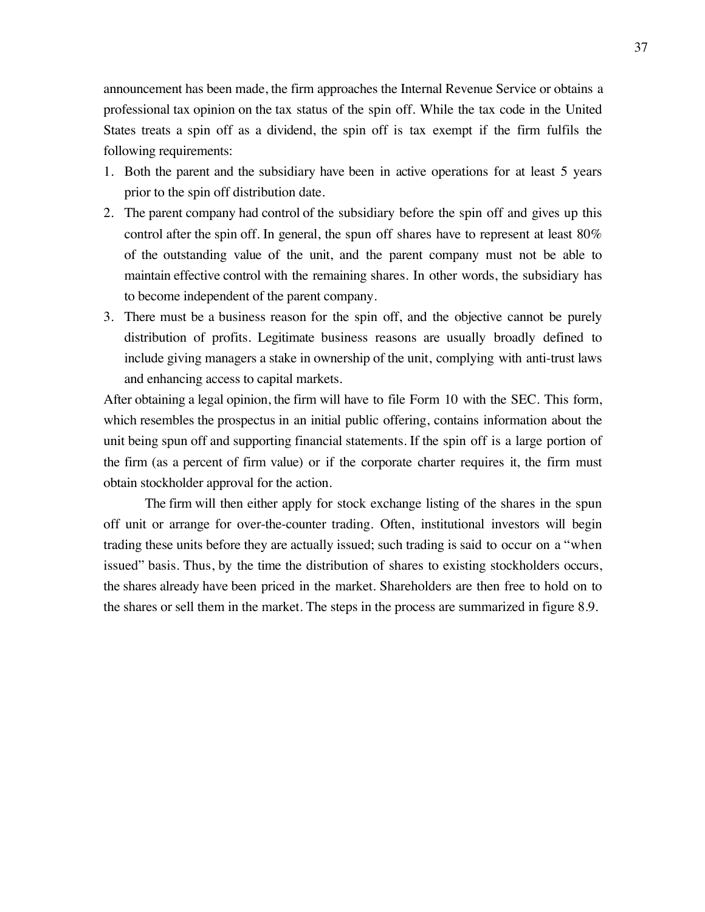announcement has been made, the firm approaches the Internal Revenue Service or obtains a professional tax opinion on the tax status of the spin off. While the tax code in the United States treats a spin off as a dividend, the spin off is tax exempt if the firm fulfils the following requirements:

1. Both the parent and the subsidiary have been in active operations for at least 5 years prior to the spin off distribution date.
2. The parent company had control of the subsidiary before the spin off and gives up this control after the spin off. In general, the spun off shares have to represent at least 80% of the outstanding value of the unit, and the parent company must not be able to maintain effective control with the remaining shares. In other words, the subsidiary has to become independent of the parent company.
3. There must be a business reason for the spin off, and the objective cannot be purely distribution of profits. Legitimate business reasons are usually broadly defined to include giving managers a stake in ownership of the unit, complying with anti-trust laws and enhancing access to capital markets.

After obtaining a legal opinion, the firm will have to file Form 10 with the SEC. This form, which resembles the prospectus in an initial public offering, contains information about the unit being spun off and supporting financial statements. If the spin off is a large portion of the firm (as a percent of firm value) or if the corporate charter requires it, the firm must obtain stockholder approval for the action.

The firm will then either apply for stock exchange listing of the shares in the spun off unit or arrange for over-the-counter trading. Often, institutional investors will begin trading these units before they are actually issued; such trading is said to occur on a "when issued" basis. Thus, by the time the distribution of shares to existing stockholders occurs, the shares already have been priced in the market. Shareholders are then free to hold on to the shares or sell them in the market. The steps in the process are summarized in figure 8.9.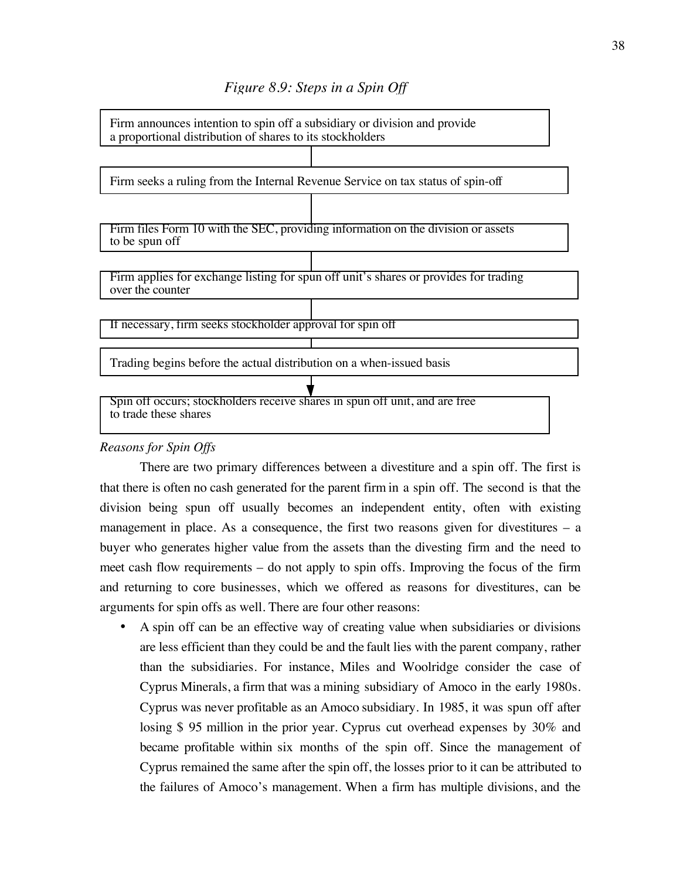*Figure 8.9: Steps in a Spin Off*

Firm announces intention to spin off a subsidiary or division and provide a proportional distribution of shares to its stockholders

↓

Firm seeks a ruling from the Internal Revenue Service on tax status of spin-off

↓

Firm files Form 10 with the SEC, providing information on the division or assets to be spun off

↓

Firm applies for exchange listing for spun off unit's shares or provides for trading over the counter

↓

If necessary, firm seeks stockholder approval for spin off

↓

Trading begins before the actual distribution on a when-issued basis

↓

Spin off occurs; stockholders receive shares in spun off unit, and are free to trade these shares

*Reasons for Spin Offs*

There are two primary differences between a divestiture and a spin off. The first is that there is often no cash generated for the parent firm in a spin off. The second is that the division being spun off usually becomes an independent entity, often with existing management in place. As a consequence, the first two reasons given for divestitures – a buyer who generates higher value from the assets than the divesting firm and the need to meet cash flow requirements – do not apply to spin offs. Improving the focus of the firm and returning to core businesses, which we offered as reasons for divestitures, can be arguments for spin offs as well. There are four other reasons:

- A spin off can be an effective way of creating value when subsidiaries or divisions are less efficient than they could be and the fault lies with the parent company, rather than the subsidiaries. For instance, Miles and Woolridge consider the case of Cyprus Minerals, a firm that was a mining subsidiary of Amoco in the early 1980s. Cyprus was never profitable as an Amoco subsidiary. In 1985, it was spun off after losing $ 95 million in the prior year. Cyprus cut overhead expenses by 30% and became profitable within six months of the spin off. Since the management of Cyprus remained the same after the spin off, the losses prior to it can be attributed to the failures of Amoco's management. When a firm has multiple divisions, and the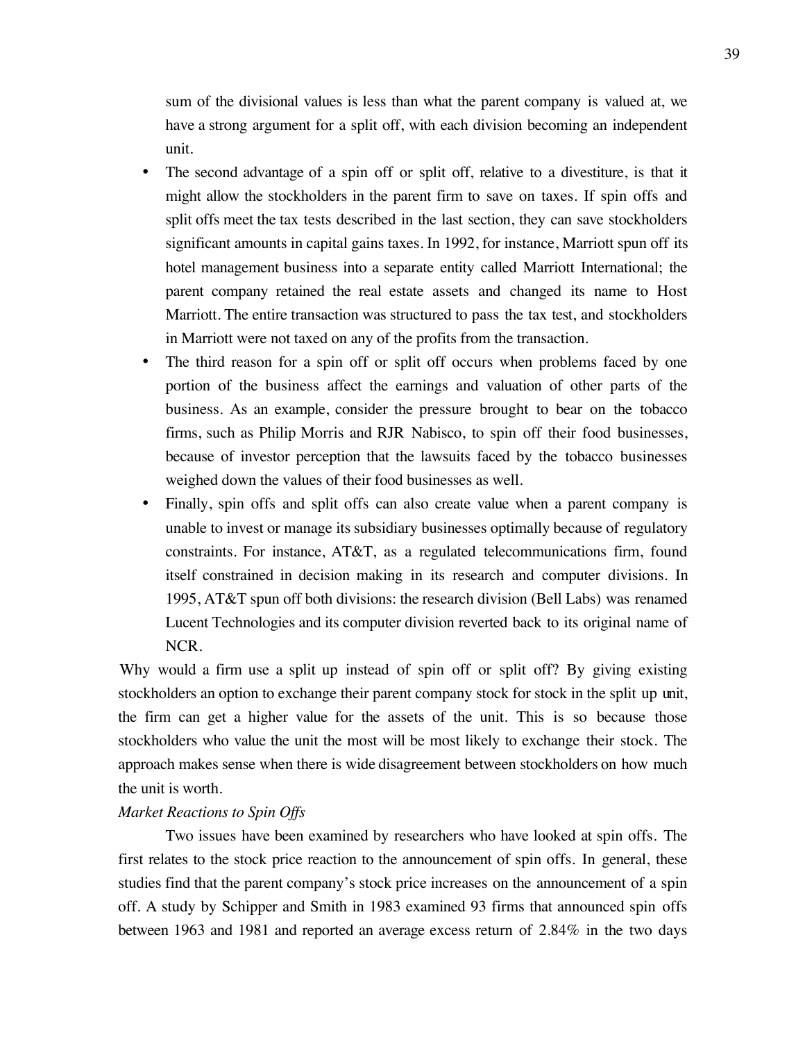sum of the divisional values is less than what the parent company is valued at, we have a strong argument for a split off, with each division becoming an independent unit.

- The second advantage of a spin off or split off, relative to a divestiture, is that it might allow the stockholders in the parent firm to save on taxes. If spin offs and split offs meet the tax tests described in the last section, they can save stockholders significant amounts in capital gains taxes. In 1992, for instance, Marriott spun off its hotel management business into a separate entity called Marriott International; the parent company retained the real estate assets and changed its name to Host Marriott. The entire transaction was structured to pass the tax test, and stockholders in Marriott were not taxed on any of the profits from the transaction.
- The third reason for a spin off or split off occurs when problems faced by one portion of the business affect the earnings and valuation of other parts of the business. As an example, consider the pressure brought to bear on the tobacco firms, such as Philip Morris and RJR Nabisco, to spin off their food businesses, because of investor perception that the lawsuits faced by the tobacco businesses weighed down the values of their food businesses as well.
- Finally, spin offs and split offs can also create value when a parent company is unable to invest or manage its subsidiary businesses optimally because of regulatory constraints. For instance, AT&T, as a regulated telecommunications firm, found itself constrained in decision making in its research and computer divisions. In 1995, AT&T spun off both divisions: the research division (Bell Labs) was renamed Lucent Technologies and its computer division reverted back to its original name of NCR.

Why would a firm use a split up instead of spin off or split off? By giving existing stockholders an option to exchange their parent company stock for stock in the split up unit, the firm can get a higher value for the assets of the unit. This is so because those stockholders who value the unit the most will be most likely to exchange their stock. The approach makes sense when there is wide disagreement between stockholders on how much the unit is worth.

*Market Reactions to Spin Offs*

Two issues have been examined by researchers who have looked at spin offs. The first relates to the stock price reaction to the announcement of spin offs. In general, these studies find that the parent company's stock price increases on the announcement of a spin off. A study by Schipper and Smith in 1983 examined 93 firms that announced spin offs between 1963 and 1981 and reported an average excess return of 2.84% in the two days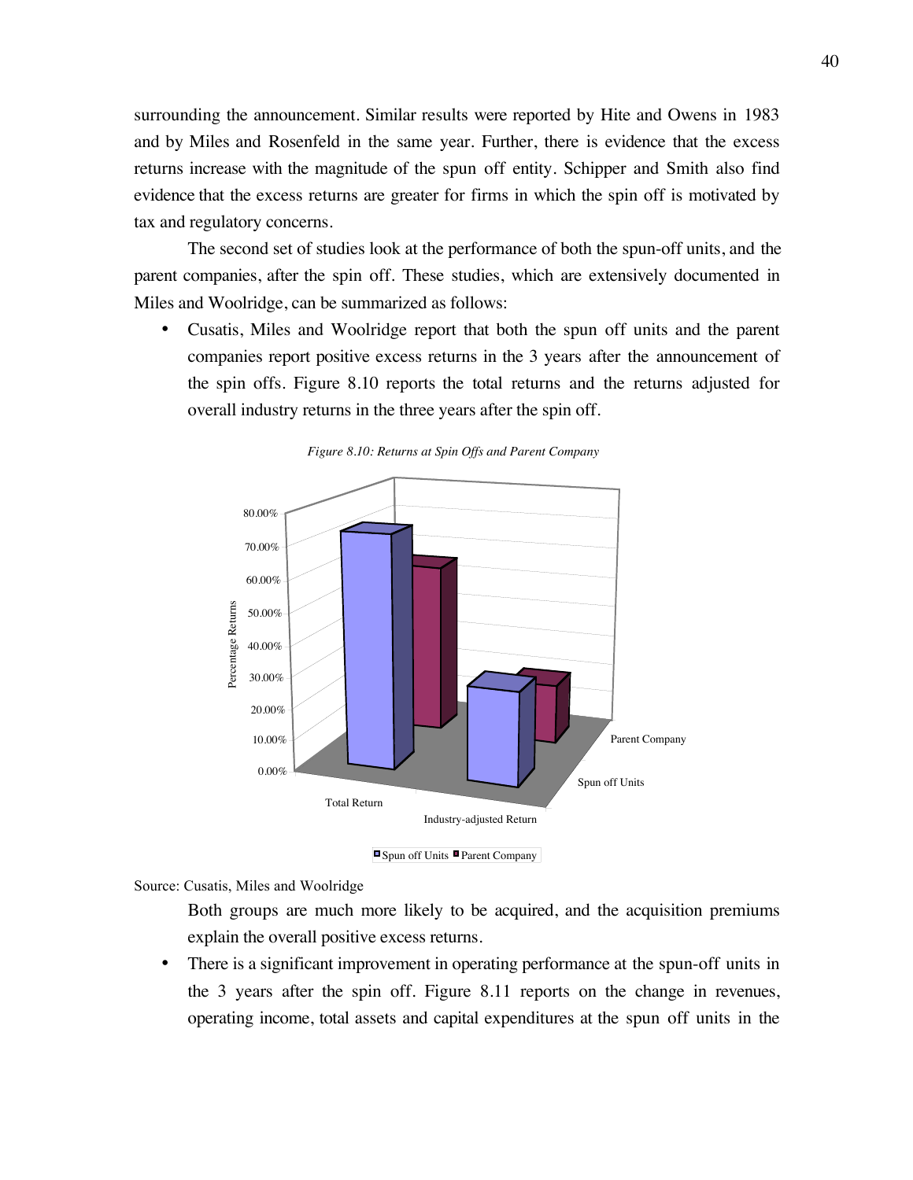surrounding the announcement. Similar results were reported by Hite and Owens in 1983 and by Miles and Rosenfeld in the same year. Further, there is evidence that the excess returns increase with the magnitude of the spun off entity. Schipper and Smith also find evidence that the excess returns are greater for firms in which the spin off is motivated by tax and regulatory concerns.

The second set of studies look at the performance of both the spun-off units, and the parent companies, after the spin off. These studies, which are extensively documented in Miles and Woolridge, can be summarized as follows:

- Cusatis, Miles and Woolridge report that both the spun off units and the parent companies report positive excess returns in the 3 years after the announcement of the spin offs. Figure 8.10 reports the total returns and the returns adjusted for overall industry returns in the three years after the spin off.

*Figure 8.10: Returns at Spin Offs and Parent Company*

Source: Cusatis, Miles and Woolridge

Both groups are much more likely to be acquired, and the acquisition premiums explain the overall positive excess returns.

- There is a significant improvement in operating performance at the spun-off units in the 3 years after the spin off. Figure 8.11 reports on the change in revenues, operating income, total assets and capital expenditures at the spun off units in the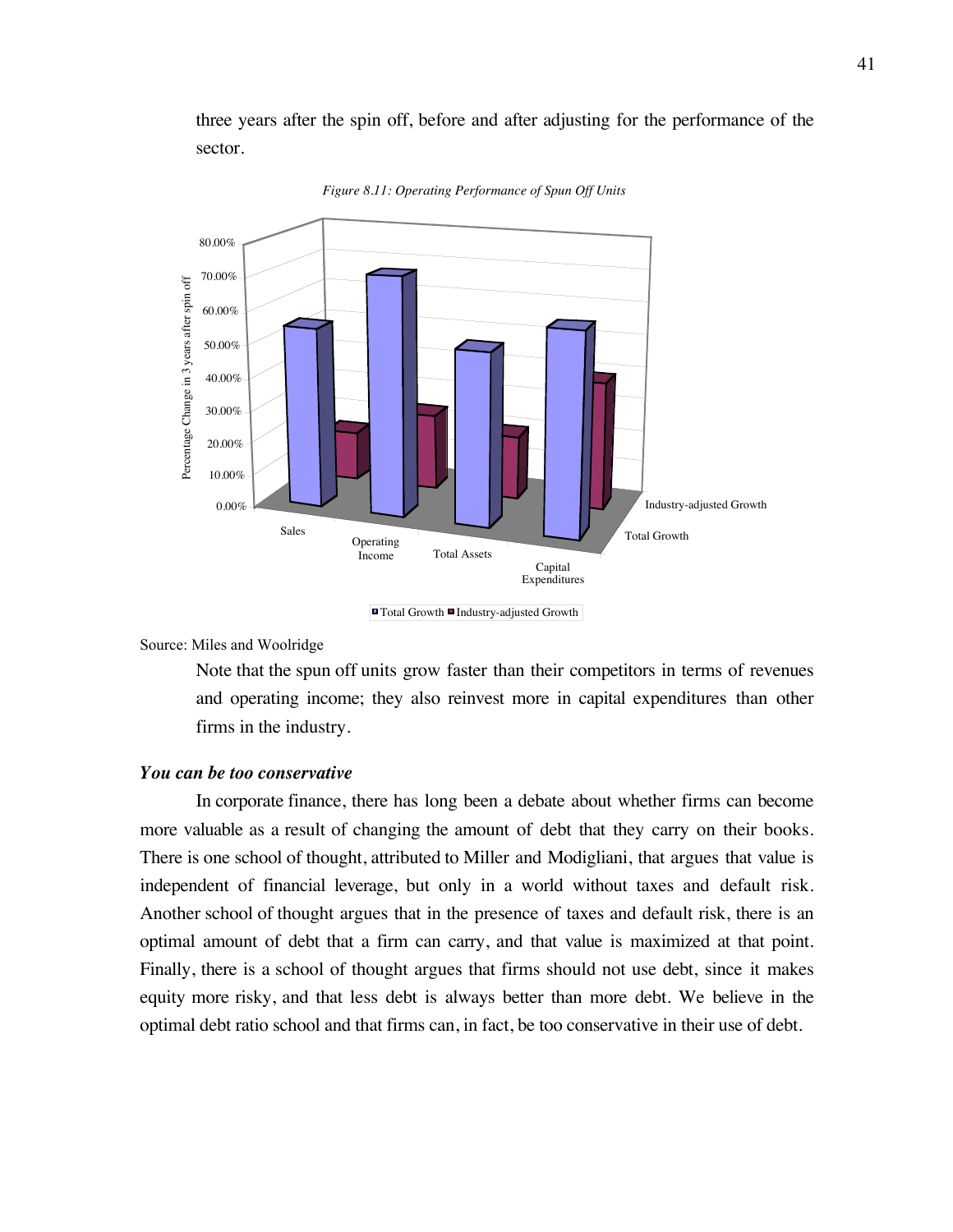three years after the spin off, before and after adjusting for the performance of the sector.

*Figure 8.11: Operating Performance of Spun Off Units*

Source: Miles and Woolridge

Note that the spun off units grow faster than their competitors in terms of revenues and operating income; they also reinvest more in capital expenditures than other firms in the industry.

***You can be too conservative***

In corporate finance, there has long been a debate about whether firms can become more valuable as a result of changing the amount of debt that they carry on their books. There is one school of thought, attributed to Miller and Modigliani, that argues that value is independent of financial leverage, but only in a world without taxes and default risk. Another school of thought argues that in the presence of taxes and default risk, there is an optimal amount of debt that a firm can carry, and that value is maximized at that point. Finally, there is a school of thought argues that firms should not use debt, since it makes equity more risky, and that less debt is always better than more debt. We believe in the optimal debt ratio school and that firms can, in fact, be too conservative in their use of debt.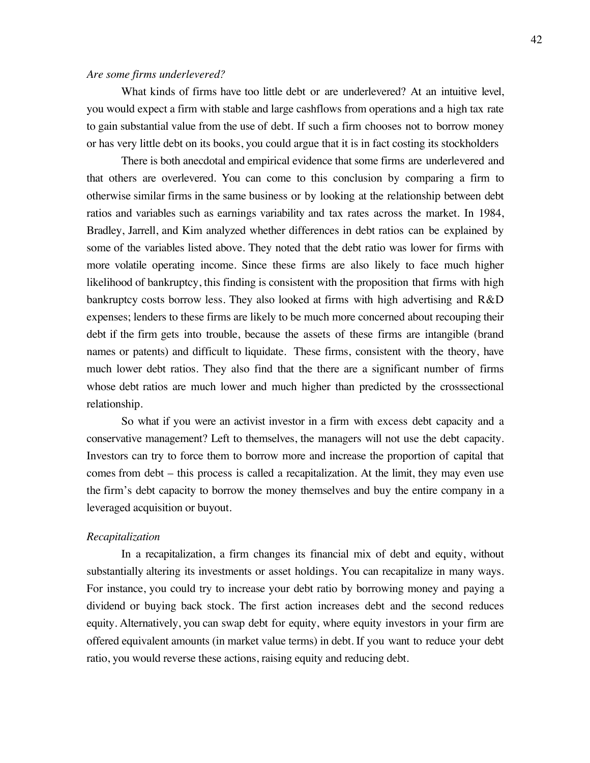*Are some firms underlevered?*

What kinds of firms have too little debt or are underlevered? At an intuitive level, you would expect a firm with stable and large cashflows from operations and a high tax rate to gain substantial value from the use of debt. If such a firm chooses not to borrow money or has very little debt on its books, you could argue that it is in fact costing its stockholders

There is both anecdotal and empirical evidence that some firms are underlevered and that others are overlevered. You can come to this conclusion by comparing a firm to otherwise similar firms in the same business or by looking at the relationship between debt ratios and variables such as earnings variability and tax rates across the market. In 1984, Bradley, Jarrell, and Kim analyzed whether differences in debt ratios can be explained by some of the variables listed above. They noted that the debt ratio was lower for firms with more volatile operating income. Since these firms are also likely to face much higher likelihood of bankruptcy, this finding is consistent with the proposition that firms with high bankruptcy costs borrow less. They also looked at firms with high advertising and R&D expenses; lenders to these firms are likely to be much more concerned about recouping their debt if the firm gets into trouble, because the assets of these firms are intangible (brand names or patents) and difficult to liquidate. These firms, consistent with the theory, have much lower debt ratios. They also find that the there are a significant number of firms whose debt ratios are much lower and much higher than predicted by the crosssectional relationship.

So what if you were an activist investor in a firm with excess debt capacity and a conservative management? Left to themselves, the managers will not use the debt capacity. Investors can try to force them to borrow more and increase the proportion of capital that comes from debt – this process is called a recapitalization. At the limit, they may even use the firm's debt capacity to borrow the money themselves and buy the entire company in a leveraged acquisition or buyout.

*Recapitalization*

In a recapitalization, a firm changes its financial mix of debt and equity, without substantially altering its investments or asset holdings. You can recapitalize in many ways. For instance, you could try to increase your debt ratio by borrowing money and paying a dividend or buying back stock. The first action increases debt and the second reduces equity. Alternatively, you can swap debt for equity, where equity investors in your firm are offered equivalent amounts (in market value terms) in debt. If you want to reduce your debt ratio, you would reverse these actions, raising equity and reducing debt.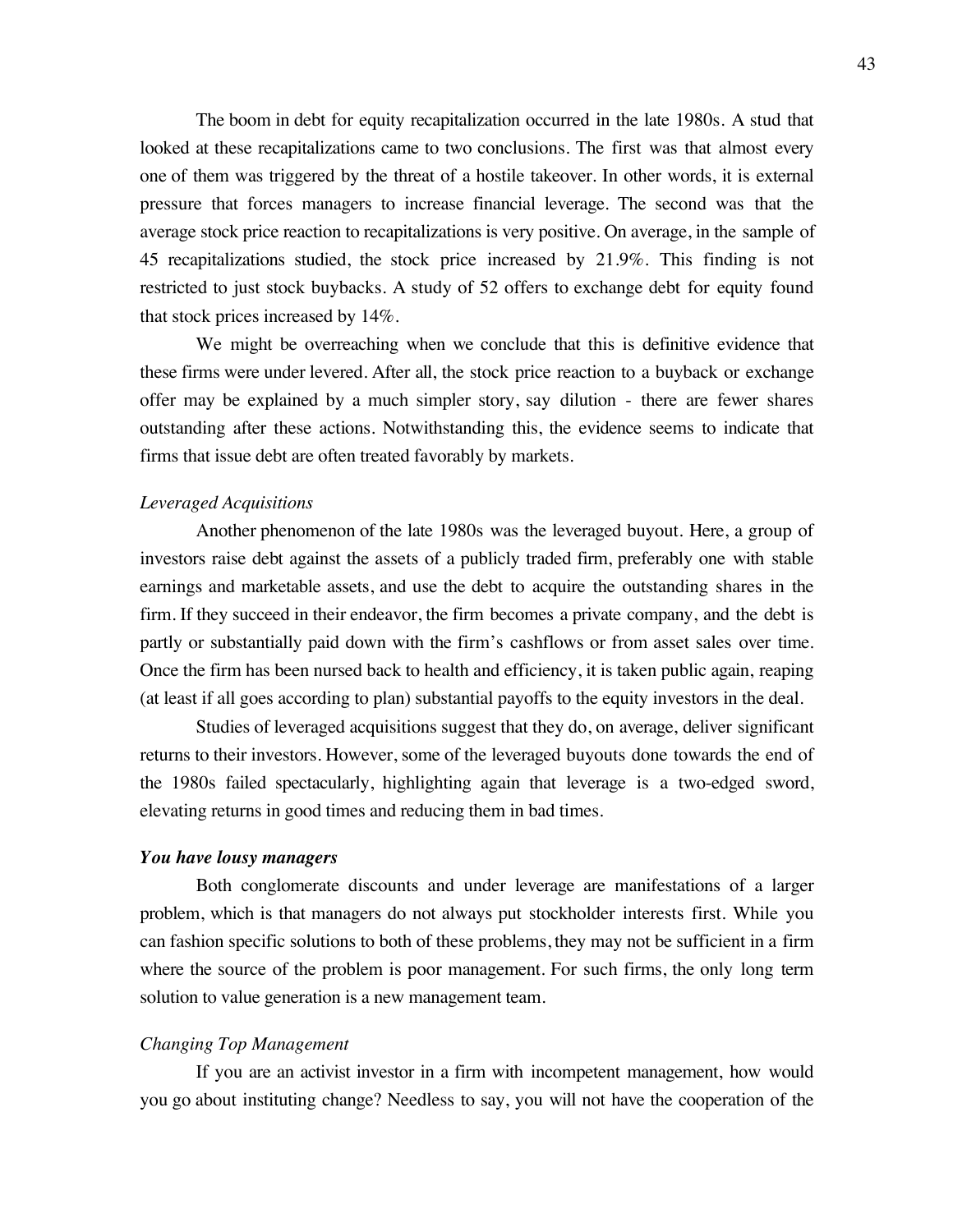The boom in debt for equity recapitalization occurred in the late 1980s. A stud that looked at these recapitalizations came to two conclusions. The first was that almost every one of them was triggered by the threat of a hostile takeover. In other words, it is external pressure that forces managers to increase financial leverage. The second was that the average stock price reaction to recapitalizations is very positive. On average, in the sample of 45 recapitalizations studied, the stock price increased by 21.9%. This finding is not restricted to just stock buybacks. A study of 52 offers to exchange debt for equity found that stock prices increased by 14%.

We might be overreaching when we conclude that this is definitive evidence that these firms were under levered. After all, the stock price reaction to a buyback or exchange offer may be explained by a much simpler story, say dilution - there are fewer shares outstanding after these actions. Notwithstanding this, the evidence seems to indicate that firms that issue debt are often treated favorably by markets.

*Leveraged Acquisitions*

Another phenomenon of the late 1980s was the leveraged buyout. Here, a group of investors raise debt against the assets of a publicly traded firm, preferably one with stable earnings and marketable assets, and use the debt to acquire the outstanding shares in the firm. If they succeed in their endeavor, the firm becomes a private company, and the debt is partly or substantially paid down with the firm's cashflows or from asset sales over time. Once the firm has been nursed back to health and efficiency, it is taken public again, reaping (at least if all goes according to plan) substantial payoffs to the equity investors in the deal.

Studies of leveraged acquisitions suggest that they do, on average, deliver significant returns to their investors. However, some of the leveraged buyouts done towards the end of the 1980s failed spectacularly, highlighting again that leverage is a two-edged sword, elevating returns in good times and reducing them in bad times.

***You have lousy managers***

Both conglomerate discounts and under leverage are manifestations of a larger problem, which is that managers do not always put stockholder interests first. While you can fashion specific solutions to both of these problems, they may not be sufficient in a firm where the source of the problem is poor management. For such firms, the only long term solution to value generation is a new management team.

*Changing Top Management*

If you are an activist investor in a firm with incompetent management, how would you go about instituting change? Needless to say, you will not have the cooperation of the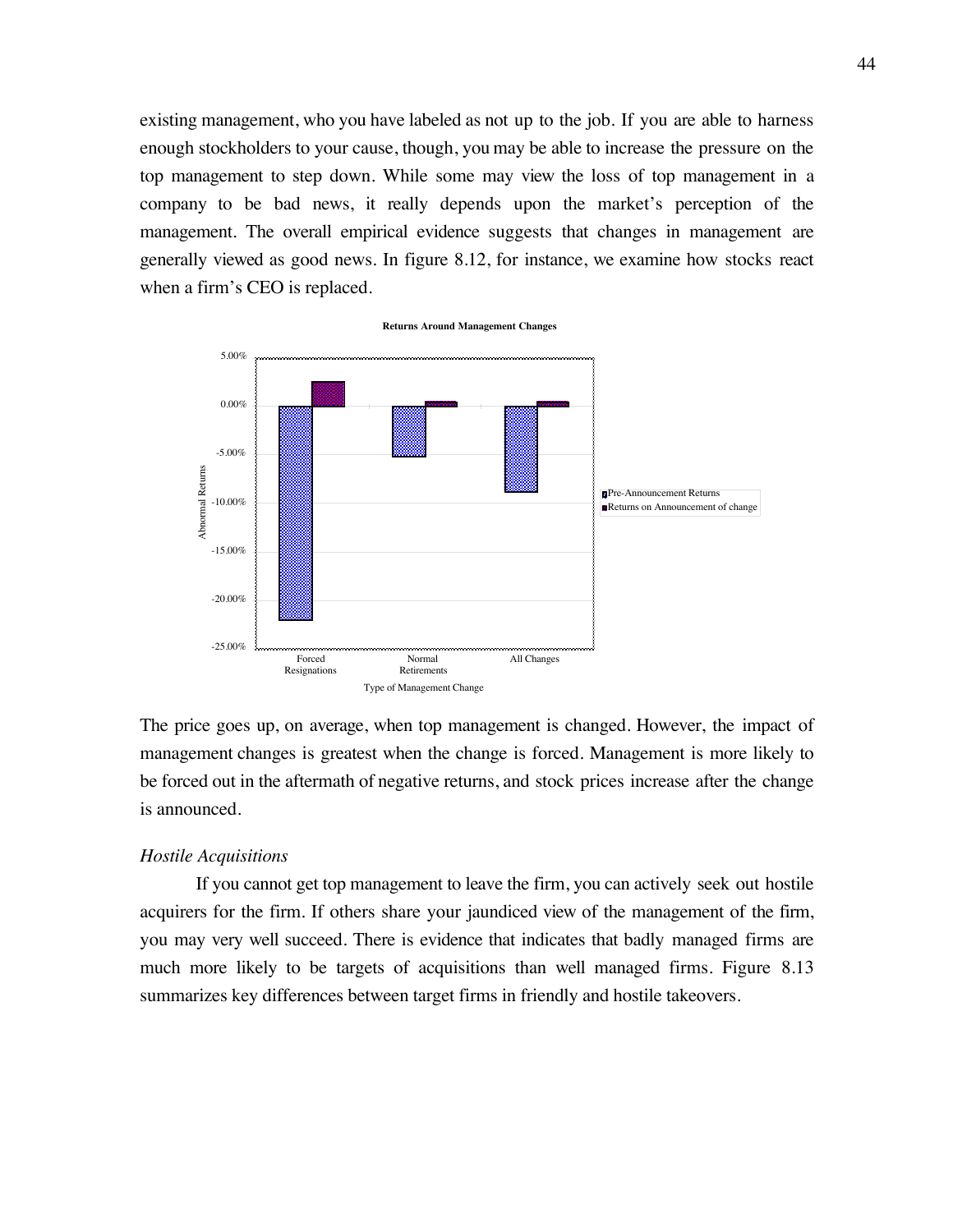existing management, who you have labeled as not up to the job. If you are able to harness enough stockholders to your cause, though, you may be able to increase the pressure on the top management to step down. While some may view the loss of top management in a company to be bad news, it really depends upon the market's perception of the management. The overall empirical evidence suggests that changes in management are generally viewed as good news. In figure 8.12, for instance, we examine how stocks react when a firm's CEO is replaced.

The price goes up, on average, when top management is changed. However, the impact of management changes is greatest when the change is forced. Management is more likely to be forced out in the aftermath of negative returns, and stock prices increase after the change is announced.

*Hostile Acquisitions*

If you cannot get top management to leave the firm, you can actively seek out hostile acquirers for the firm. If others share your jaundiced view of the management of the firm, you may very well succeed. There is evidence that indicates that badly managed firms are much more likely to be targets of acquisitions than well managed firms. Figure 8.13 summarizes key differences between target firms in friendly and hostile takeovers.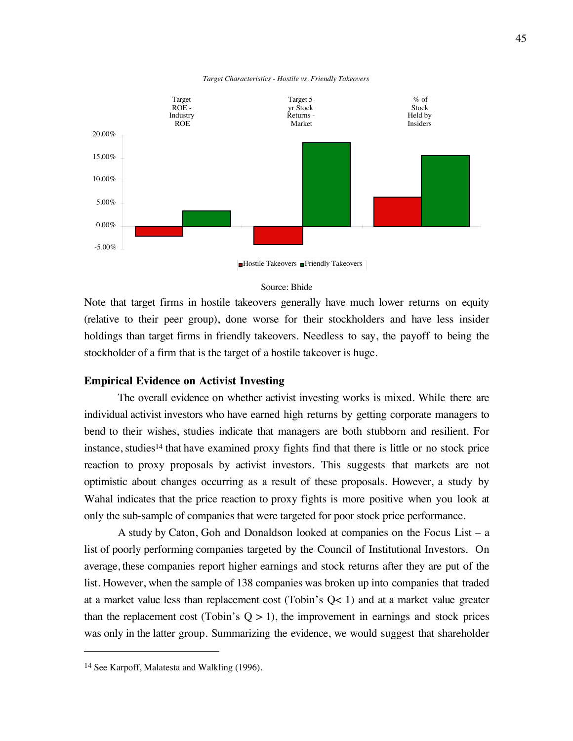*Target Characteristics - Hostile vs. Friendly Takeovers*

Source: Bhide

Note that target firms in hostile takeovers generally have much lower returns on equity (relative to their peer group), done worse for their stockholders and have less insider holdings than target firms in friendly takeovers. Needless to say, the payoff to being the stockholder of a firm that is the target of a hostile takeover is huge.

**Empirical Evidence on Activist Investing**

The overall evidence on whether activist investing works is mixed. While there are individual activist investors who have earned high returns by getting corporate managers to bend to their wishes, studies indicate that managers are both stubborn and resilient. For instance, studies[14] that have examined proxy fights find that there is little or no stock price reaction to proxy proposals by activist investors. This suggests that markets are not optimistic about changes occurring as a result of these proposals. However, a study by Wahal indicates that the price reaction to proxy fights is more positive when you look at only the sub-sample of companies that were targeted for poor stock price performance.

A study by Caton, Goh and Donaldson looked at companies on the Focus List – a list of poorly performing companies targeted by the Council of Institutional Investors. On average, these companies report higher earnings and stock returns after they are put of the list. However, when the sample of 138 companies was broken up into companies that traded at a market value less than replacement cost (Tobin's $Q < 1$) and at a market value greater than the replacement cost (Tobin's $Q > 1$), the improvement in earnings and stock prices was only in the latter group. Summarizing the evidence, we would suggest that shareholder

[14] See Karpoff, Malatesta and Walkling (1996).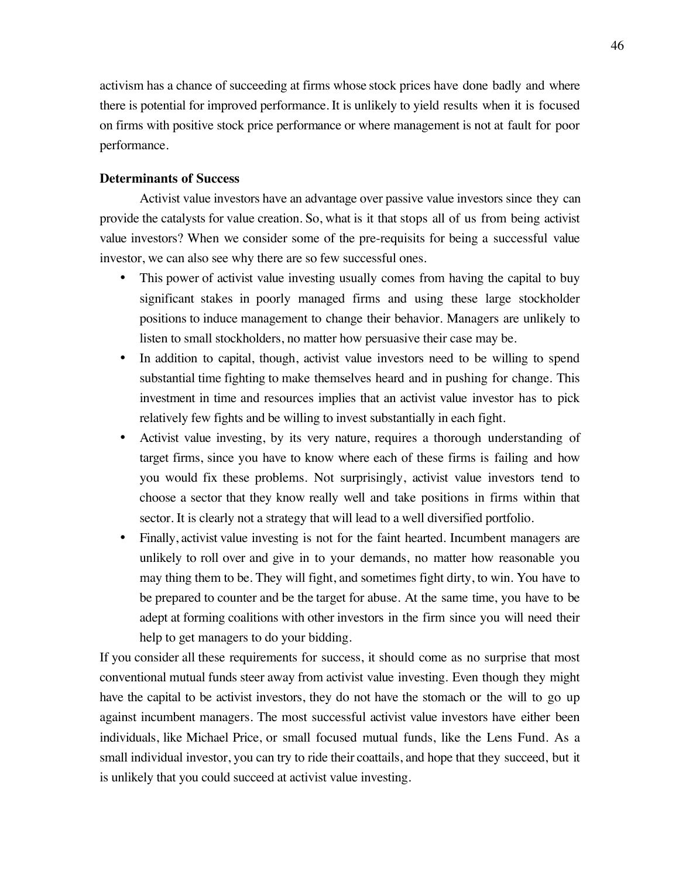activism has a chance of succeeding at firms whose stock prices have done badly and where there is potential for improved performance. It is unlikely to yield results when it is focused on firms with positive stock price performance or where management is not at fault for poor performance.

**Determinants of Success**

Activist value investors have an advantage over passive value investors since they can provide the catalysts for value creation. So, what is it that stops all of us from being activist value investors? When we consider some of the pre-requisits for being a successful value investor, we can also see why there are so few successful ones.

- This power of activist value investing usually comes from having the capital to buy significant stakes in poorly managed firms and using these large stockholder positions to induce management to change their behavior. Managers are unlikely to listen to small stockholders, no matter how persuasive their case may be.
- In addition to capital, though, activist value investors need to be willing to spend substantial time fighting to make themselves heard and in pushing for change. This investment in time and resources implies that an activist value investor has to pick relatively few fights and be willing to invest substantially in each fight.
- Activist value investing, by its very nature, requires a thorough understanding of target firms, since you have to know where each of these firms is failing and how you would fix these problems. Not surprisingly, activist value investors tend to choose a sector that they know really well and take positions in firms within that sector. It is clearly not a strategy that will lead to a well diversified portfolio.
- Finally, activist value investing is not for the faint hearted. Incumbent managers are unlikely to roll over and give in to your demands, no matter how reasonable you may thing them to be. They will fight, and sometimes fight dirty, to win. You have to be prepared to counter and be the target for abuse. At the same time, you have to be adept at forming coalitions with other investors in the firm since you will need their help to get managers to do your bidding.

If you consider all these requirements for success, it should come as no surprise that most conventional mutual funds steer away from activist value investing. Even though they might have the capital to be activist investors, they do not have the stomach or the will to go up against incumbent managers. The most successful activist value investors have either been individuals, like Michael Price, or small focused mutual funds, like the Lens Fund. As a small individual investor, you can try to ride their coattails, and hope that they succeed, but it is unlikely that you could succeed at activist value investing.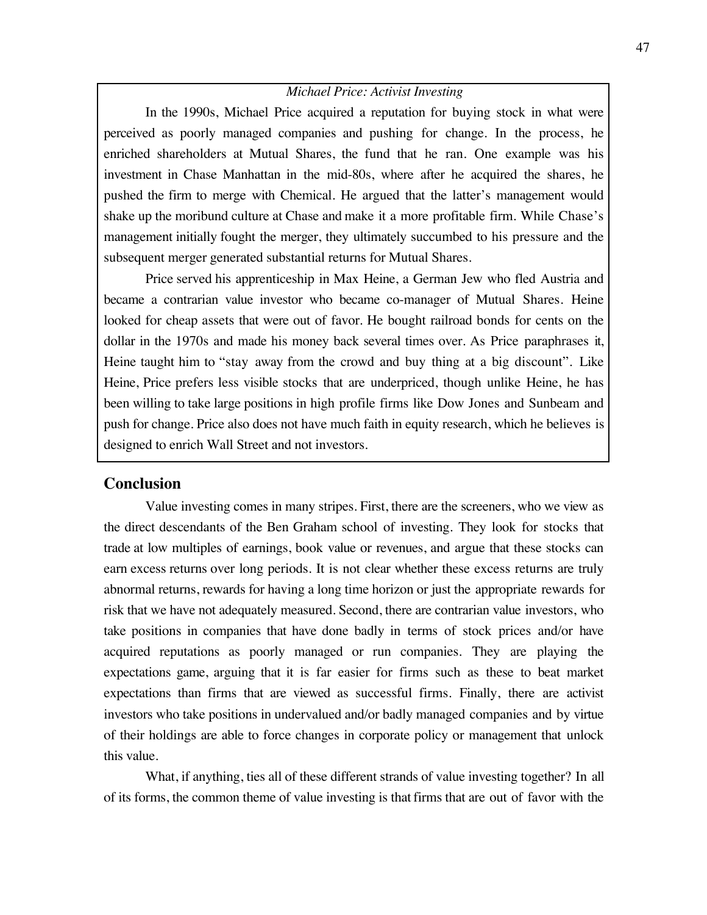*Michael Price: Activist Investing*

In the 1990s, Michael Price acquired a reputation for buying stock in what were perceived as poorly managed companies and pushing for change. In the process, he enriched shareholders at Mutual Shares, the fund that he ran. One example was his investment in Chase Manhattan in the mid-80s, where after he acquired the shares, he pushed the firm to merge with Chemical. He argued that the latter's management would shake up the moribund culture at Chase and make it a more profitable firm. While Chase's management initially fought the merger, they ultimately succumbed to his pressure and the subsequent merger generated substantial returns for Mutual Shares.

Price served his apprenticeship in Max Heine, a German Jew who fled Austria and became a contrarian value investor who became co-manager of Mutual Shares. Heine looked for cheap assets that were out of favor. He bought railroad bonds for cents on the dollar in the 1970s and made his money back several times over. As Price paraphrases it, Heine taught him to "stay away from the crowd and buy thing at a big discount". Like Heine, Price prefers less visible stocks that are underpriced, though unlike Heine, he has been willing to take large positions in high profile firms like Dow Jones and Sunbeam and push for change. Price also does not have much faith in equity research, which he believes is designed to enrich Wall Street and not investors.

## Conclusion

Value investing comes in many stripes. First, there are the screeners, who we view as the direct descendants of the Ben Graham school of investing. They look for stocks that trade at low multiples of earnings, book value or revenues, and argue that these stocks can earn excess returns over long periods. It is not clear whether these excess returns are truly abnormal returns, rewards for having a long time horizon or just the appropriate rewards for risk that we have not adequately measured. Second, there are contrarian value investors, who take positions in companies that have done badly in terms of stock prices and/or have acquired reputations as poorly managed or run companies. They are playing the expectations game, arguing that it is far easier for firms such as these to beat market expectations than firms that are viewed as successful firms. Finally, there are activist investors who take positions in undervalued and/or badly managed companies and by virtue of their holdings are able to force changes in corporate policy or management that unlock this value.

What, if anything, ties all of these different strands of value investing together? In all of its forms, the common theme of value investing is that firms that are out of favor with the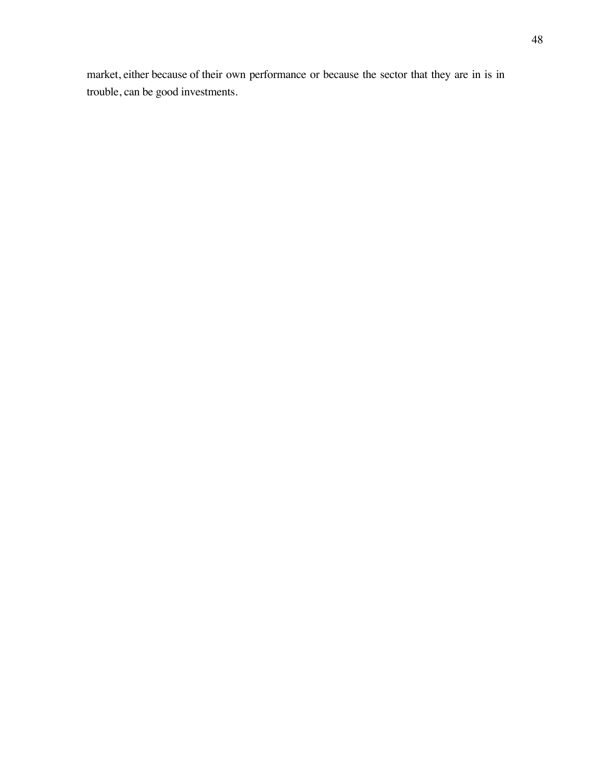market, either because of their own performance or because the sector that they are in is in trouble, can be good investments.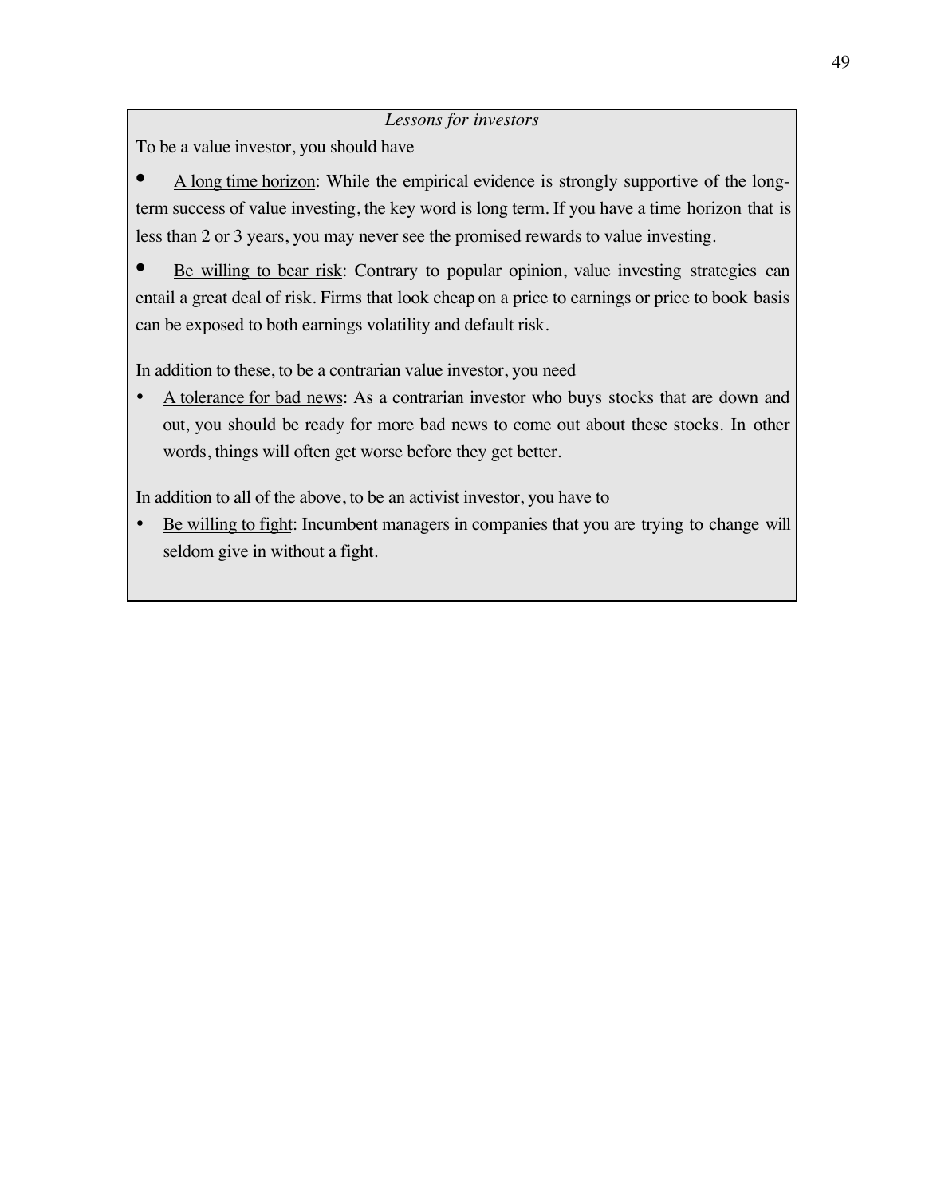*Lessons for investors*

To be a value investor, you should have

- A long time horizon: While the empirical evidence is strongly supportive of the long-term success of value investing, the key word is long term. If you have a time horizon that is less than 2 or 3 years, you may never see the promised rewards to value investing.
- Be willing to bear risk: Contrary to popular opinion, value investing strategies can entail a great deal of risk. Firms that look cheap on a price to earnings or price to book basis can be exposed to both earnings volatility and default risk.

In addition to these, to be a contrarian value investor, you need

- A tolerance for bad news: As a contrarian investor who buys stocks that are down and out, you should be ready for more bad news to come out about these stocks. In other words, things will often get worse before they get better.

In addition to all of the above, to be an activist investor, you have to

- Be willing to fight: Incumbent managers in companies that you are trying to change will seldom give in without a fight.